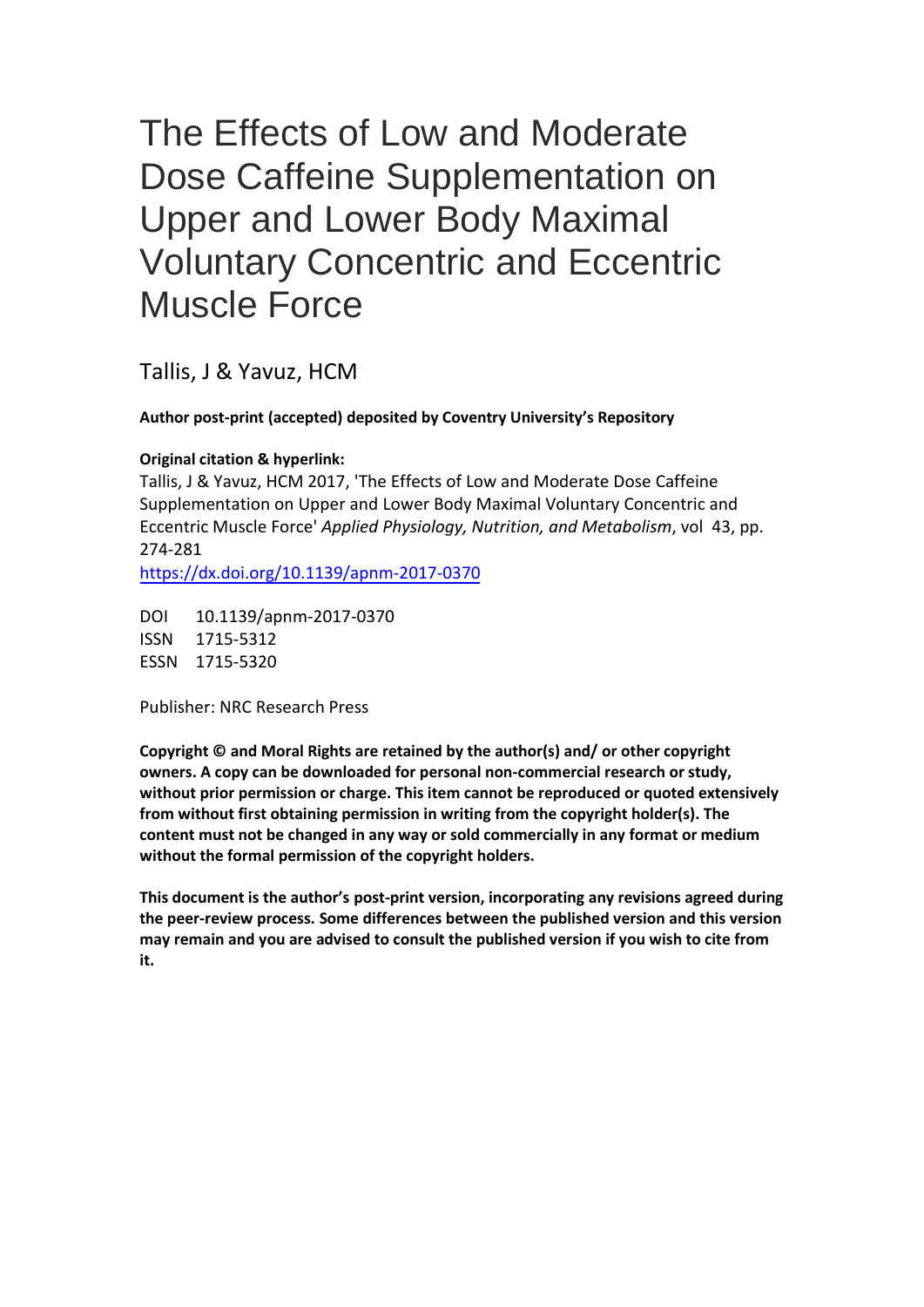# The Effects of Low and Moderate Dose Caffeine Supplementation on Upper and Lower Body Maximal Voluntary Concentric and Eccentric Muscle Force

Tallis, J & Yavuz, HCM

**Author post-print (accepted) deposited by Coventry University's Repository**

**Original citation & hyperlink:**

Tallis, J & Yavuz, HCM 2017, 'The Effects of Low and Moderate Dose Caffeine Supplementation on Upper and Lower Body Maximal Voluntary Concentric and Eccentric Muscle Force' *Applied Physiology, Nutrition, and Metabolism*, vol 43, pp. 274-281

https://dx.doi.org/10.1139/apnm-2017-0370

DOI 10.1139/apnm-2017-0370
ISSN 1715-5312
ESSN 1715-5320

Publisher: NRC Research Press

**Copyright © and Moral Rights are retained by the author(s) and/ or other copyright owners. A copy can be downloaded for personal non-commercial research or study, without prior permission or charge. This item cannot be reproduced or quoted extensively from without first obtaining permission in writing from the copyright holder(s). The content must not be changed in any way or sold commercially in any format or medium without the formal permission of the copyright holders.**

**This document is the author's post-print version, incorporating any revisions agreed during the peer-review process. Some differences between the published version and this version may remain and you are advised to consult the published version if you wish to cite from it.**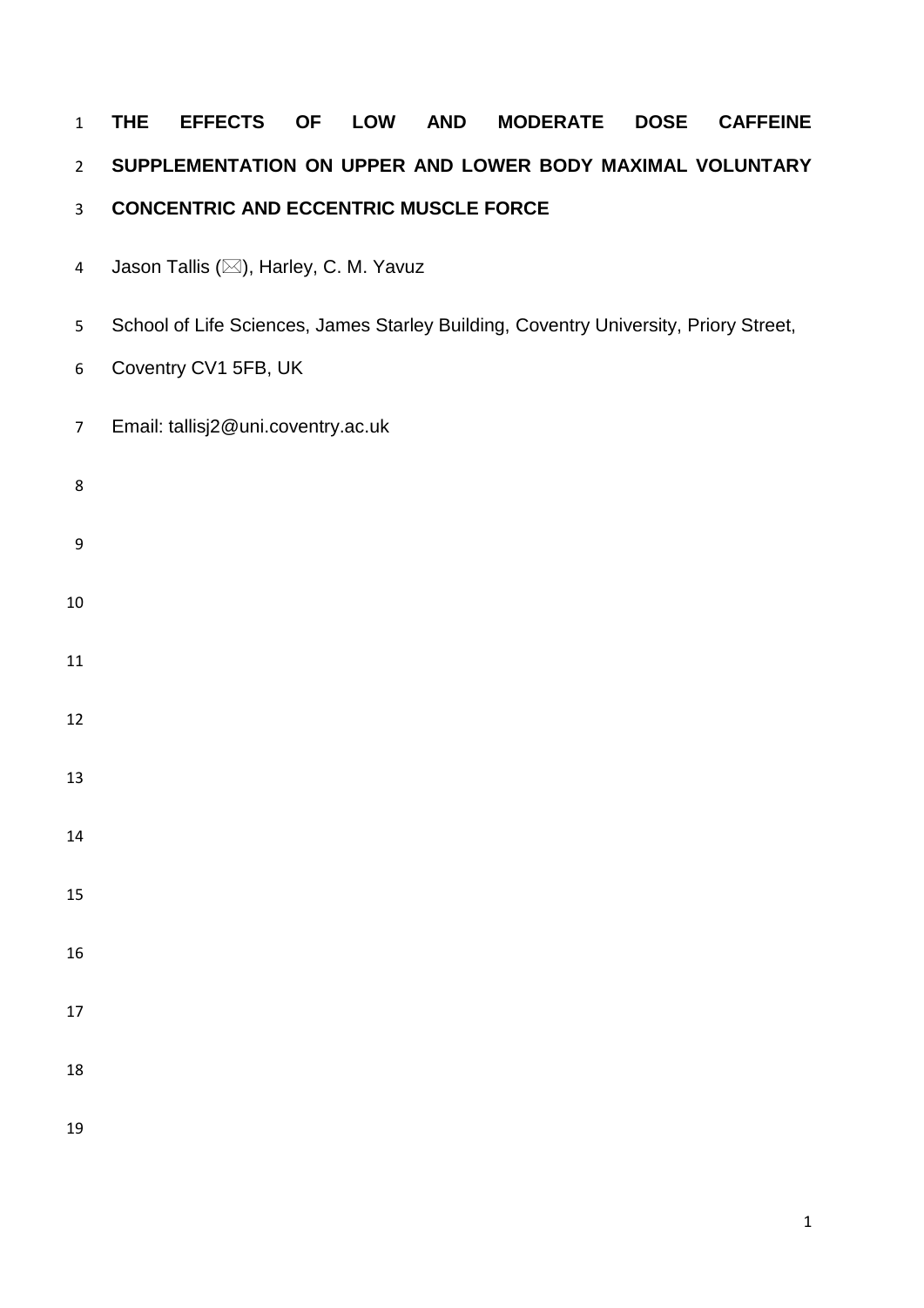# THE EFFECTS OF LOW AND MODERATE DOSE CAFFEINE SUPPLEMENTATION ON UPPER AND LOWER BODY MAXIMAL VOLUNTARY CONCENTRIC AND ECCENTRIC MUSCLE FORCE

Jason Tallis (✉), Harley, C. M. Yavuz

School of Life Sciences, James Starley Building, Coventry University, Priory Street, Coventry CV1 5FB, UK

Email: tallisj2@uni.coventry.ac.uk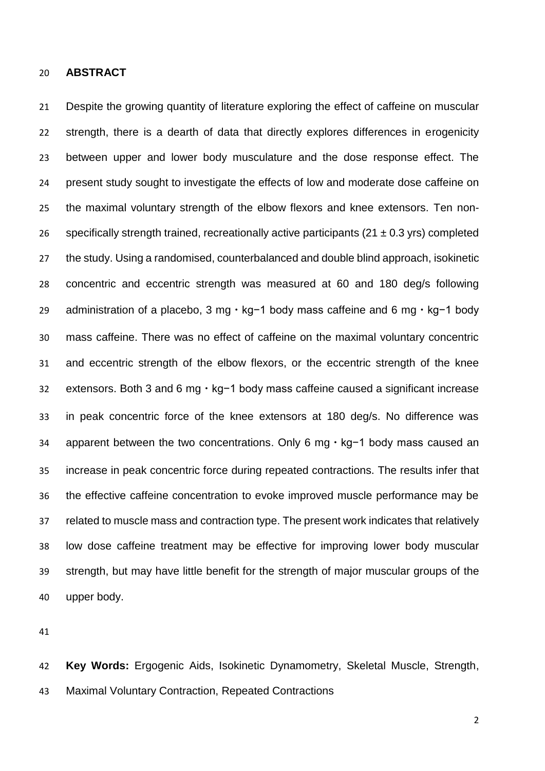## ABSTRACT

Despite the growing quantity of literature exploring the effect of caffeine on muscular strength, there is a dearth of data that directly explores differences in erogenicity between upper and lower body musculature and the dose response effect. The present study sought to investigate the effects of low and moderate dose caffeine on the maximal voluntary strength of the elbow flexors and knee extensors. Ten non-specifically strength trained, recreationally active participants (21 ± 0.3 yrs) completed the study. Using a randomised, counterbalanced and double blind approach, isokinetic concentric and eccentric strength was measured at 60 and 180 deg/s following administration of a placebo, 3 mg・kg−1 body mass caffeine and 6 mg・kg−1 body mass caffeine. There was no effect of caffeine on the maximal voluntary concentric and eccentric strength of the elbow flexors, or the eccentric strength of the knee extensors. Both 3 and 6 mg・kg−1 body mass caffeine caused a significant increase in peak concentric force of the knee extensors at 180 deg/s. No difference was apparent between the two concentrations. Only 6 mg・kg−1 body mass caused an increase in peak concentric force during repeated contractions. The results infer that the effective caffeine concentration to evoke improved muscle performance may be related to muscle mass and contraction type. The present work indicates that relatively low dose caffeine treatment may be effective for improving lower body muscular strength, but may have little benefit for the strength of major muscular groups of the upper body.

**Key Words:** Ergogenic Aids, Isokinetic Dynamometry, Skeletal Muscle, Strength, Maximal Voluntary Contraction, Repeated Contractions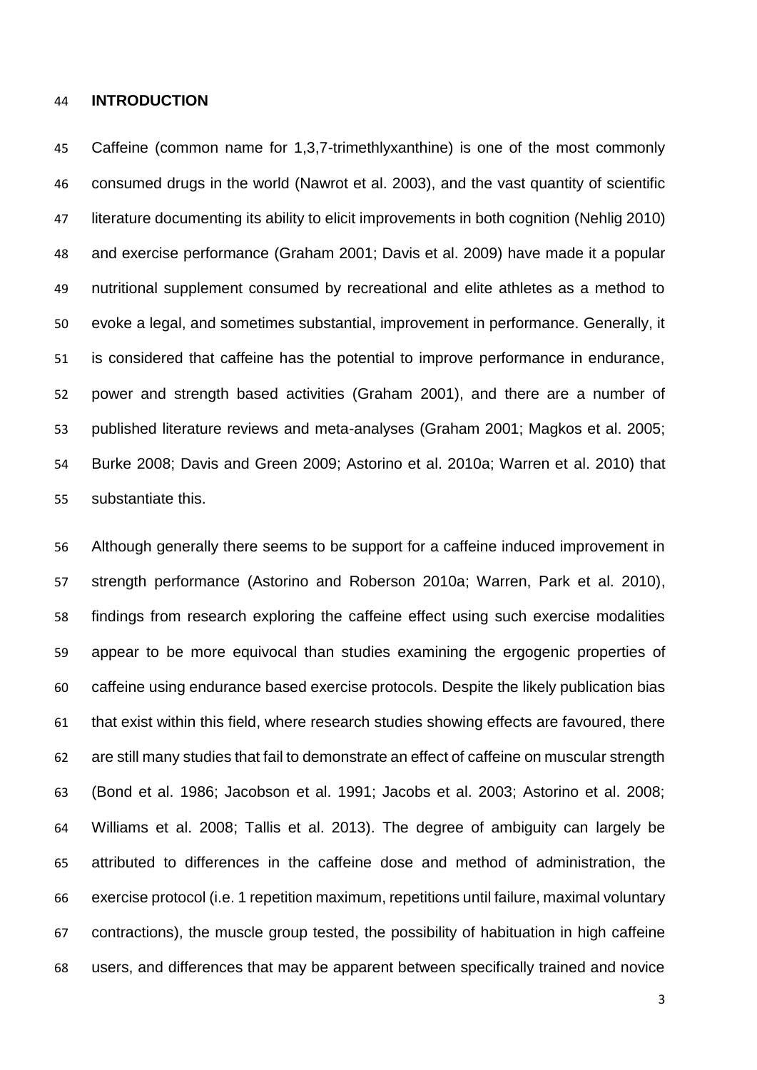## INTRODUCTION

Caffeine (common name for 1,3,7-trimethlyxanthine) is one of the most commonly consumed drugs in the world (Nawrot et al. 2003), and the vast quantity of scientific literature documenting its ability to elicit improvements in both cognition (Nehlig 2010) and exercise performance (Graham 2001; Davis et al. 2009) have made it a popular nutritional supplement consumed by recreational and elite athletes as a method to evoke a legal, and sometimes substantial, improvement in performance. Generally, it is considered that caffeine has the potential to improve performance in endurance, power and strength based activities (Graham 2001), and there are a number of published literature reviews and meta-analyses (Graham 2001; Magkos et al. 2005; Burke 2008; Davis and Green 2009; Astorino et al. 2010a; Warren et al. 2010) that substantiate this.

Although generally there seems to be support for a caffeine induced improvement in strength performance (Astorino and Roberson 2010a; Warren, Park et al. 2010), findings from research exploring the caffeine effect using such exercise modalities appear to be more equivocal than studies examining the ergogenic properties of caffeine using endurance based exercise protocols. Despite the likely publication bias that exist within this field, where research studies showing effects are favoured, there are still many studies that fail to demonstrate an effect of caffeine on muscular strength (Bond et al. 1986; Jacobson et al. 1991; Jacobs et al. 2003; Astorino et al. 2008; Williams et al. 2008; Tallis et al. 2013). The degree of ambiguity can largely be attributed to differences in the caffeine dose and method of administration, the exercise protocol (i.e. 1 repetition maximum, repetitions until failure, maximal voluntary contractions), the muscle group tested, the possibility of habituation in high caffeine users, and differences that may be apparent between specifically trained and novice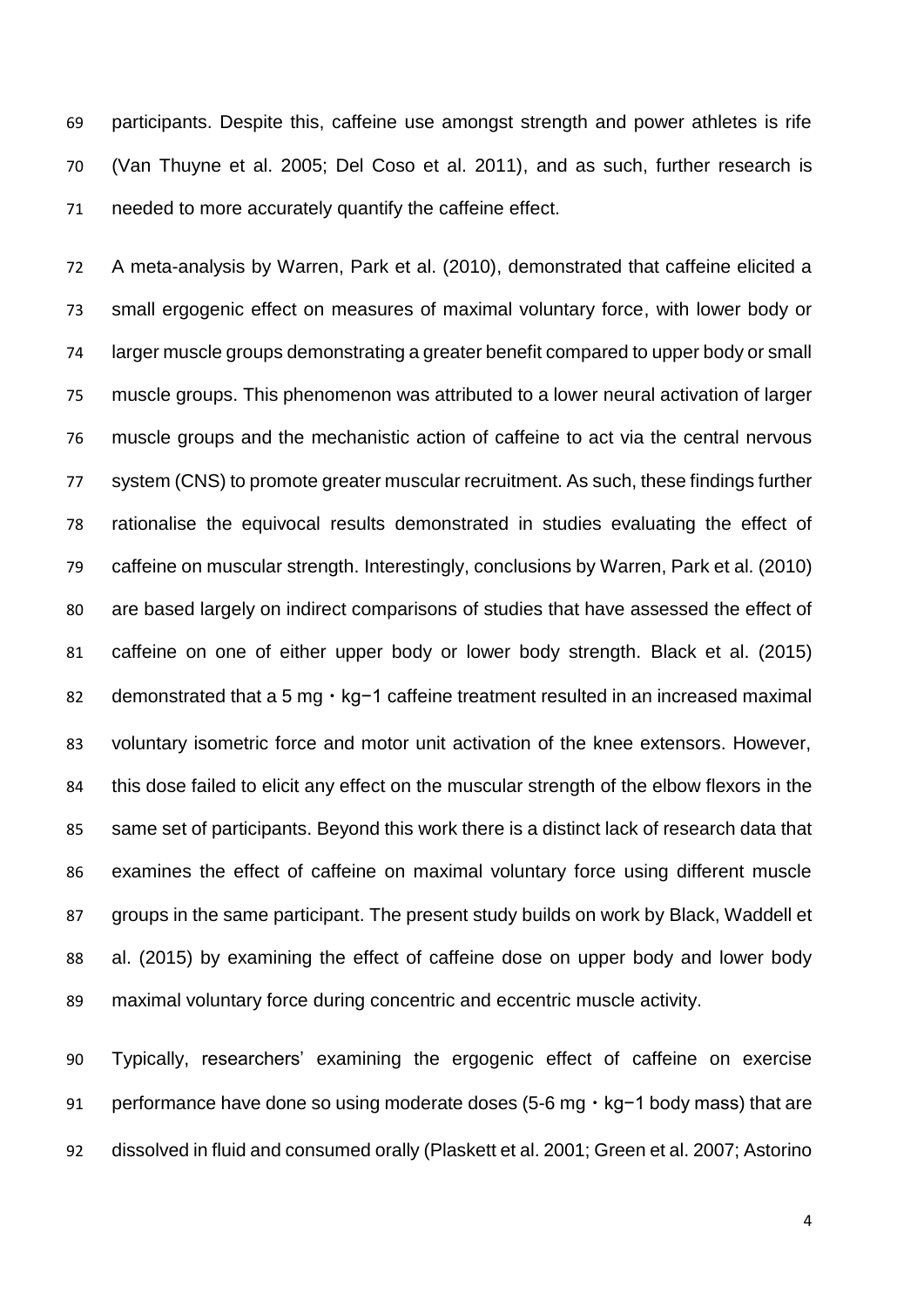participants. Despite this, caffeine use amongst strength and power athletes is rife (Van Thuyne et al. 2005; Del Coso et al. 2011), and as such, further research is needed to more accurately quantify the caffeine effect.

A meta-analysis by Warren, Park et al. (2010), demonstrated that caffeine elicited a small ergogenic effect on measures of maximal voluntary force, with lower body or larger muscle groups demonstrating a greater benefit compared to upper body or small muscle groups. This phenomenon was attributed to a lower neural activation of larger muscle groups and the mechanistic action of caffeine to act via the central nervous system (CNS) to promote greater muscular recruitment. As such, these findings further rationalise the equivocal results demonstrated in studies evaluating the effect of caffeine on muscular strength. Interestingly, conclusions by Warren, Park et al. (2010) are based largely on indirect comparisons of studies that have assessed the effect of caffeine on one of either upper body or lower body strength. Black et al. (2015) demonstrated that a 5 mg・kg−1 caffeine treatment resulted in an increased maximal voluntary isometric force and motor unit activation of the knee extensors. However, this dose failed to elicit any effect on the muscular strength of the elbow flexors in the same set of participants. Beyond this work there is a distinct lack of research data that examines the effect of caffeine on maximal voluntary force using different muscle groups in the same participant. The present study builds on work by Black, Waddell et al. (2015) by examining the effect of caffeine dose on upper body and lower body maximal voluntary force during concentric and eccentric muscle activity.

Typically, researchers' examining the ergogenic effect of caffeine on exercise performance have done so using moderate doses (5-6 mg・kg−1 body mass) that are dissolved in fluid and consumed orally (Plaskett et al. 2001; Green et al. 2007; Astorino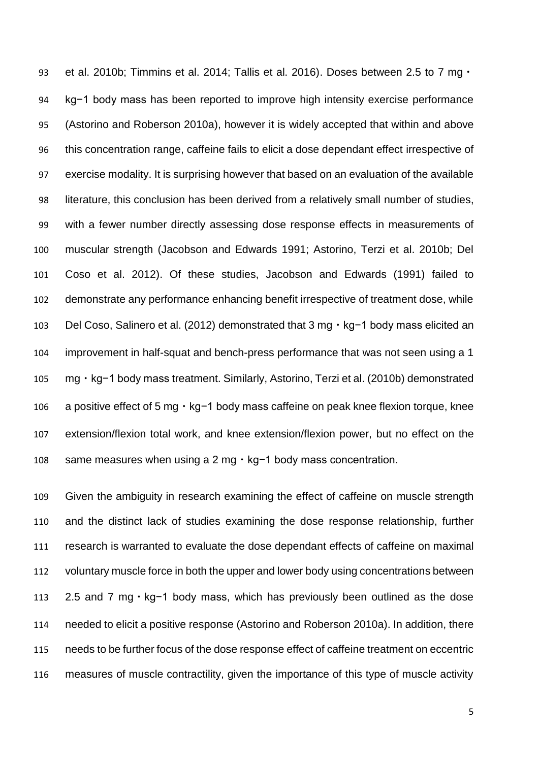et al. 2010b; Timmins et al. 2014; Tallis et al. 2016). Doses between 2.5 to 7 mg・kg−1 body mass has been reported to improve high intensity exercise performance (Astorino and Roberson 2010a), however it is widely accepted that within and above this concentration range, caffeine fails to elicit a dose dependant effect irrespective of exercise modality. It is surprising however that based on an evaluation of the available literature, this conclusion has been derived from a relatively small number of studies, with a fewer number directly assessing dose response effects in measurements of muscular strength (Jacobson and Edwards 1991; Astorino, Terzi et al. 2010b; Del Coso et al. 2012). Of these studies, Jacobson and Edwards (1991) failed to demonstrate any performance enhancing benefit irrespective of treatment dose, while Del Coso, Salinero et al. (2012) demonstrated that 3 mg・kg−1 body mass elicited an improvement in half-squat and bench-press performance that was not seen using a 1 mg・kg−1 body mass treatment. Similarly, Astorino, Terzi et al. (2010b) demonstrated a positive effect of 5 mg・kg−1 body mass caffeine on peak knee flexion torque, knee extension/flexion total work, and knee extension/flexion power, but no effect on the same measures when using a 2 mg・kg−1 body mass concentration.

Given the ambiguity in research examining the effect of caffeine on muscle strength and the distinct lack of studies examining the dose response relationship, further research is warranted to evaluate the dose dependant effects of caffeine on maximal voluntary muscle force in both the upper and lower body using concentrations between 2.5 and 7 mg・kg−1 body mass, which has previously been outlined as the dose needed to elicit a positive response (Astorino and Roberson 2010a). In addition, there needs to be further focus of the dose response effect of caffeine treatment on eccentric measures of muscle contractility, given the importance of this type of muscle activity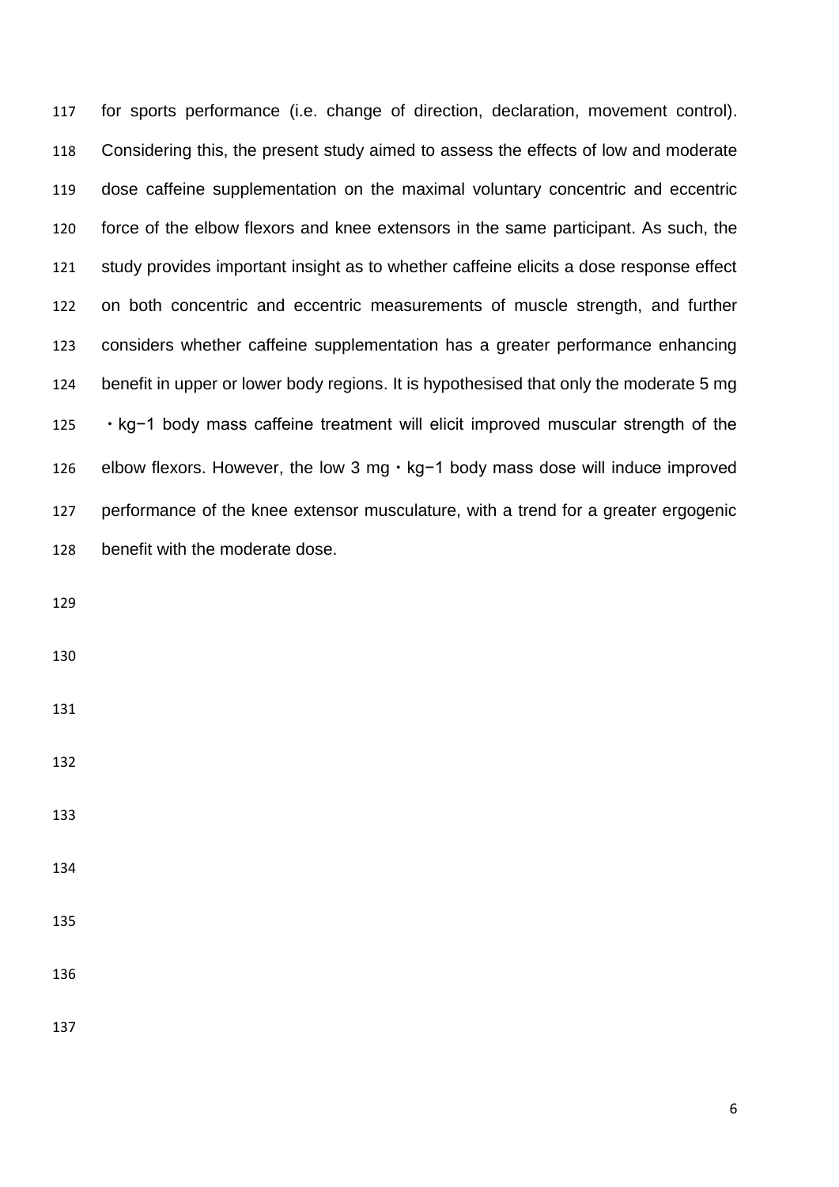for sports performance (i.e. change of direction, declaration, movement control). Considering this, the present study aimed to assess the effects of low and moderate dose caffeine supplementation on the maximal voluntary concentric and eccentric force of the elbow flexors and knee extensors in the same participant. As such, the study provides important insight as to whether caffeine elicits a dose response effect on both concentric and eccentric measurements of muscle strength, and further considers whether caffeine supplementation has a greater performance enhancing benefit in upper or lower body regions. It is hypothesised that only the moderate 5 mg ・kg−1 body mass caffeine treatment will elicit improved muscular strength of the elbow flexors. However, the low 3 mg・kg−1 body mass dose will induce improved performance of the knee extensor musculature, with a trend for a greater ergogenic benefit with the moderate dose.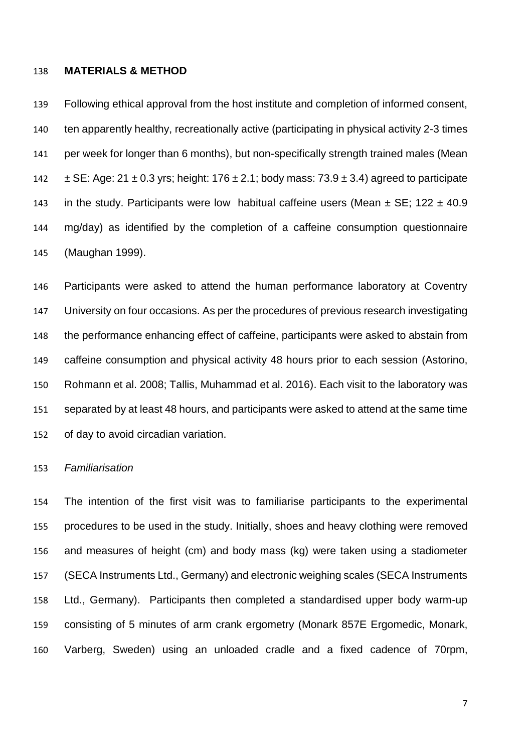## MATERIALS & METHOD

Following ethical approval from the host institute and completion of informed consent, ten apparently healthy, recreationally active (participating in physical activity 2-3 times per week for longer than 6 months), but non-specifically strength trained males (Mean ± SE: Age: 21 ± 0.3 yrs; height: 176 ± 2.1; body mass: 73.9 ± 3.4) agreed to participate in the study. Participants were low habitual caffeine users (Mean ± SE; 122 ± 40.9 mg/day) as identified by the completion of a caffeine consumption questionnaire (Maughan 1999).

Participants were asked to attend the human performance laboratory at Coventry University on four occasions. As per the procedures of previous research investigating the performance enhancing effect of caffeine, participants were asked to abstain from caffeine consumption and physical activity 48 hours prior to each session (Astorino, Rohmann et al. 2008; Tallis, Muhammad et al. 2016). Each visit to the laboratory was separated by at least 48 hours, and participants were asked to attend at the same time of day to avoid circadian variation.

*Familiarisation*

The intention of the first visit was to familiarise participants to the experimental procedures to be used in the study. Initially, shoes and heavy clothing were removed and measures of height (cm) and body mass (kg) were taken using a stadiometer (SECA Instruments Ltd., Germany) and electronic weighing scales (SECA Instruments Ltd., Germany). Participants then completed a standardised upper body warm-up consisting of 5 minutes of arm crank ergometry (Monark 857E Ergomedic, Monark, Varberg, Sweden) using an unloaded cradle and a fixed cadence of 70rpm,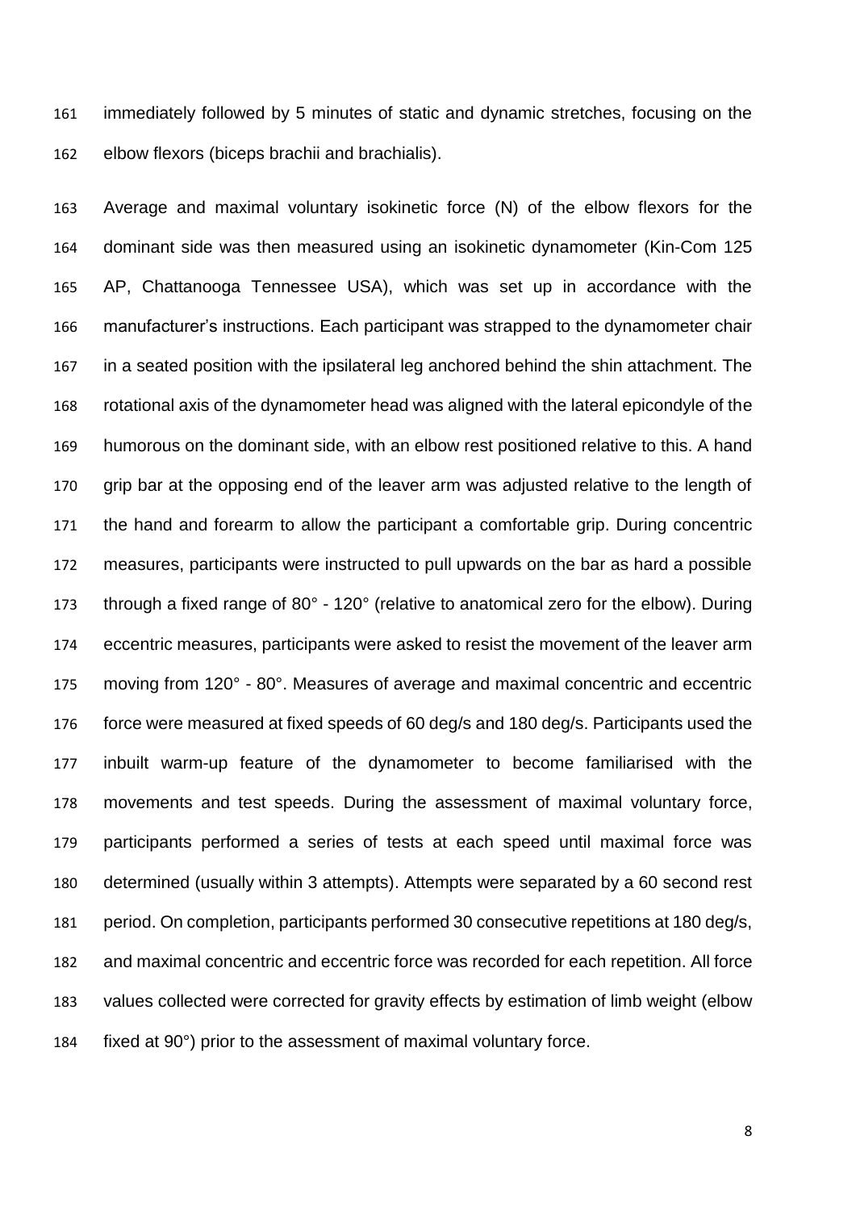immediately followed by 5 minutes of static and dynamic stretches, focusing on the elbow flexors (biceps brachii and brachialis).

Average and maximal voluntary isokinetic force (N) of the elbow flexors for the dominant side was then measured using an isokinetic dynamometer (Kin-Com 125 AP, Chattanooga Tennessee USA), which was set up in accordance with the manufacturer's instructions. Each participant was strapped to the dynamometer chair in a seated position with the ipsilateral leg anchored behind the shin attachment. The rotational axis of the dynamometer head was aligned with the lateral epicondyle of the humorous on the dominant side, with an elbow rest positioned relative to this. A hand grip bar at the opposing end of the leaver arm was adjusted relative to the length of the hand and forearm to allow the participant a comfortable grip. During concentric measures, participants were instructed to pull upwards on the bar as hard a possible through a fixed range of 80° - 120° (relative to anatomical zero for the elbow). During eccentric measures, participants were asked to resist the movement of the leaver arm moving from 120° - 80°. Measures of average and maximal concentric and eccentric force were measured at fixed speeds of 60 deg/s and 180 deg/s. Participants used the inbuilt warm-up feature of the dynamometer to become familiarised with the movements and test speeds. During the assessment of maximal voluntary force, participants performed a series of tests at each speed until maximal force was determined (usually within 3 attempts). Attempts were separated by a 60 second rest period. On completion, participants performed 30 consecutive repetitions at 180 deg/s, and maximal concentric and eccentric force was recorded for each repetition. All force values collected were corrected for gravity effects by estimation of limb weight (elbow fixed at 90°) prior to the assessment of maximal voluntary force.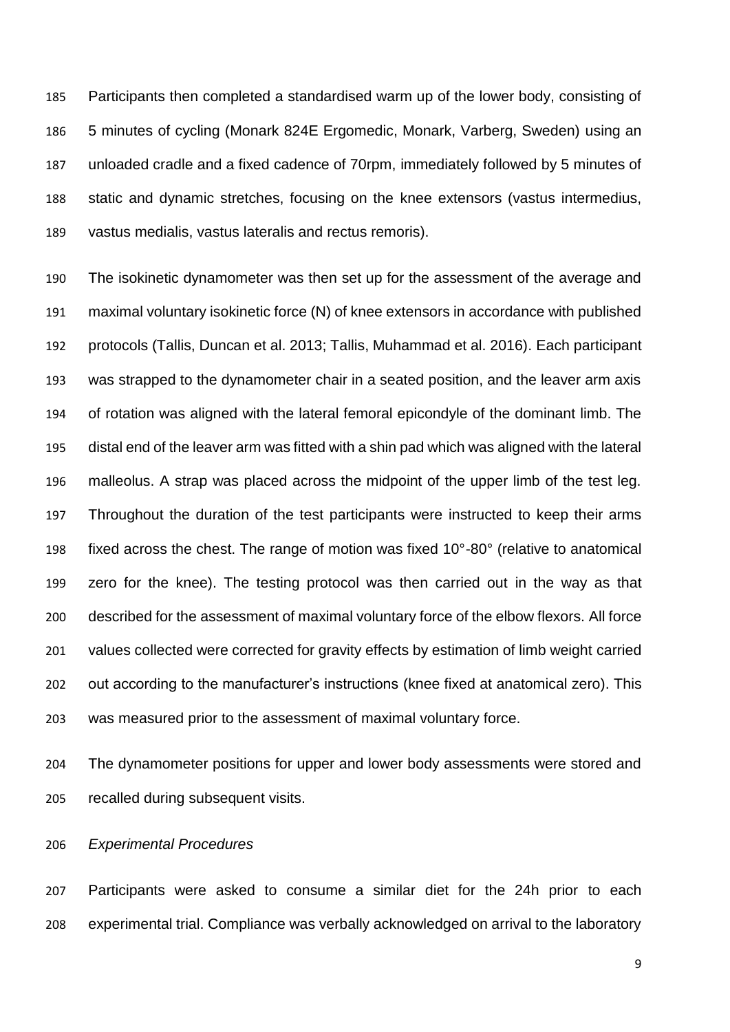Participants then completed a standardised warm up of the lower body, consisting of 5 minutes of cycling (Monark 824E Ergomedic, Monark, Varberg, Sweden) using an unloaded cradle and a fixed cadence of 70rpm, immediately followed by 5 minutes of static and dynamic stretches, focusing on the knee extensors (vastus intermedius, vastus medialis, vastus lateralis and rectus remoris).

The isokinetic dynamometer was then set up for the assessment of the average and maximal voluntary isokinetic force (N) of knee extensors in accordance with published protocols (Tallis, Duncan et al. 2013; Tallis, Muhammad et al. 2016). Each participant was strapped to the dynamometer chair in a seated position, and the leaver arm axis of rotation was aligned with the lateral femoral epicondyle of the dominant limb. The distal end of the leaver arm was fitted with a shin pad which was aligned with the lateral malleolus. A strap was placed across the midpoint of the upper limb of the test leg. Throughout the duration of the test participants were instructed to keep their arms fixed across the chest. The range of motion was fixed 10°-80° (relative to anatomical zero for the knee). The testing protocol was then carried out in the way as that described for the assessment of maximal voluntary force of the elbow flexors. All force values collected were corrected for gravity effects by estimation of limb weight carried out according to the manufacturer's instructions (knee fixed at anatomical zero). This was measured prior to the assessment of maximal voluntary force.

The dynamometer positions for upper and lower body assessments were stored and recalled during subsequent visits.

*Experimental Procedures*

Participants were asked to consume a similar diet for the 24h prior to each experimental trial. Compliance was verbally acknowledged on arrival to the laboratory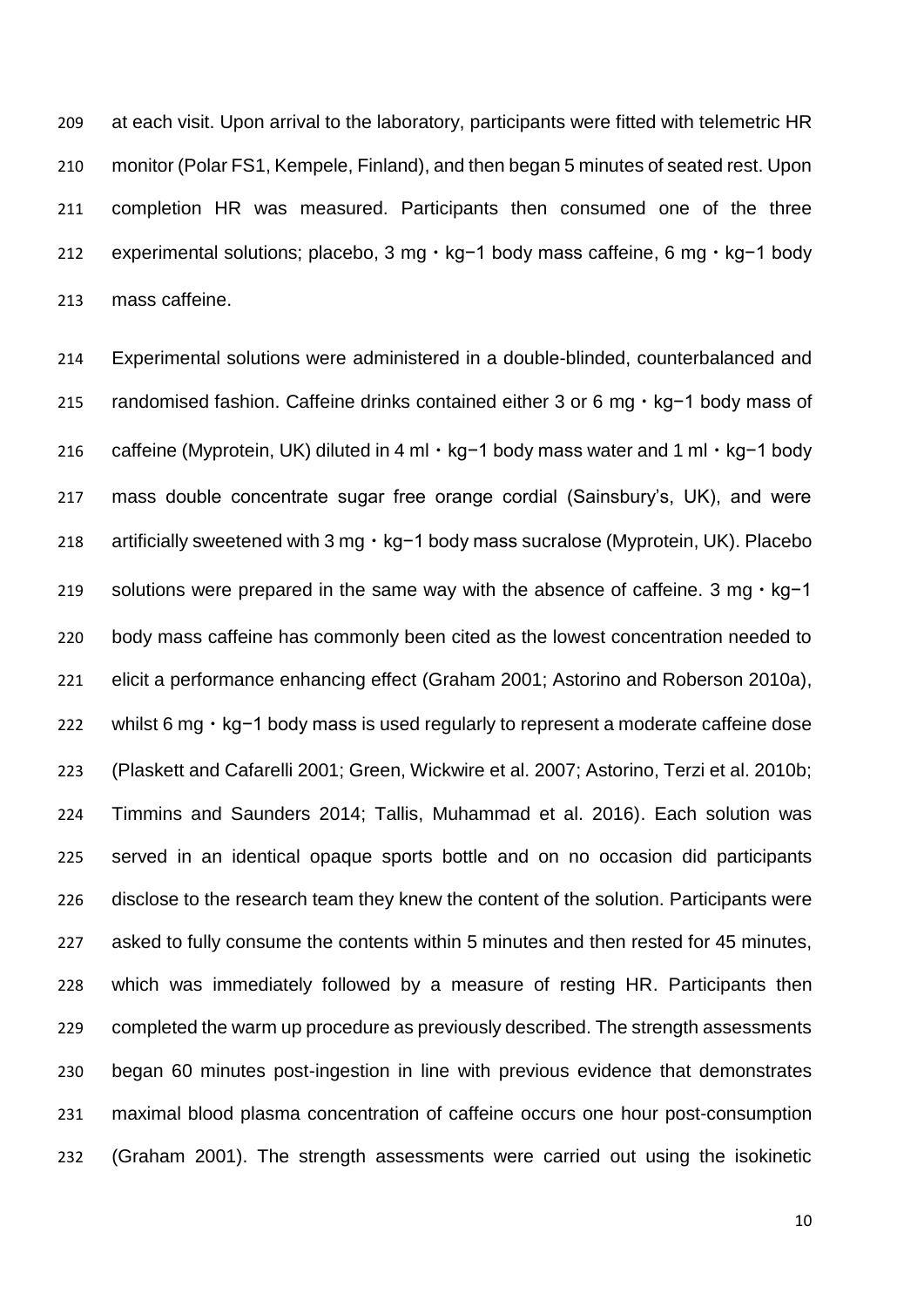at each visit. Upon arrival to the laboratory, participants were fitted with telemetric HR monitor (Polar FS1, Kempele, Finland), and then began 5 minutes of seated rest. Upon completion HR was measured. Participants then consumed one of the three experimental solutions; placebo, 3 mg・kg−1 body mass caffeine, 6 mg・kg−1 body mass caffeine.

Experimental solutions were administered in a double-blinded, counterbalanced and randomised fashion. Caffeine drinks contained either 3 or 6 mg・kg−1 body mass of caffeine (Myprotein, UK) diluted in 4 ml・kg−1 body mass water and 1 ml・kg−1 body mass double concentrate sugar free orange cordial (Sainsbury's, UK), and were artificially sweetened with 3 mg・kg−1 body mass sucralose (Myprotein, UK). Placebo solutions were prepared in the same way with the absence of caffeine. 3 mg・kg−1 body mass caffeine has commonly been cited as the lowest concentration needed to elicit a performance enhancing effect (Graham 2001; Astorino and Roberson 2010a), whilst 6 mg・kg−1 body mass is used regularly to represent a moderate caffeine dose (Plaskett and Cafarelli 2001; Green, Wickwire et al. 2007; Astorino, Terzi et al. 2010b; Timmins and Saunders 2014; Tallis, Muhammad et al. 2016). Each solution was served in an identical opaque sports bottle and on no occasion did participants disclose to the research team they knew the content of the solution. Participants were asked to fully consume the contents within 5 minutes and then rested for 45 minutes, which was immediately followed by a measure of resting HR. Participants then completed the warm up procedure as previously described. The strength assessments began 60 minutes post-ingestion in line with previous evidence that demonstrates maximal blood plasma concentration of caffeine occurs one hour post-consumption (Graham 2001). The strength assessments were carried out using the isokinetic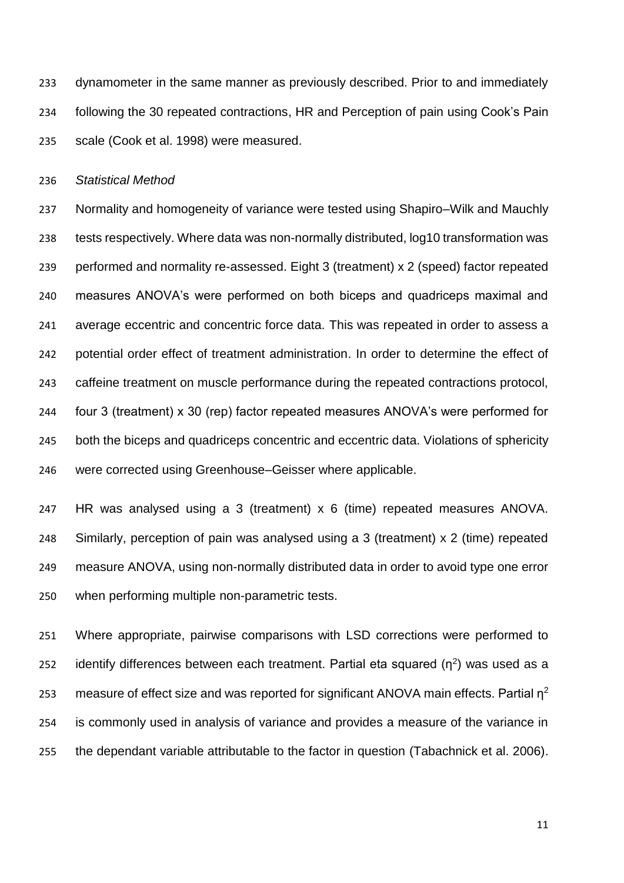dynamometer in the same manner as previously described. Prior to and immediately following the 30 repeated contractions, HR and Perception of pain using Cook's Pain scale (Cook et al. 1998) were measured.

*Statistical Method*

Normality and homogeneity of variance were tested using Shapiro–Wilk and Mauchly tests respectively. Where data was non-normally distributed, log10 transformation was performed and normality re-assessed. Eight 3 (treatment) x 2 (speed) factor repeated measures ANOVA's were performed on both biceps and quadriceps maximal and average eccentric and concentric force data. This was repeated in order to assess a potential order effect of treatment administration. In order to determine the effect of caffeine treatment on muscle performance during the repeated contractions protocol, four 3 (treatment) x 30 (rep) factor repeated measures ANOVA's were performed for both the biceps and quadriceps concentric and eccentric data. Violations of sphericity were corrected using Greenhouse–Geisser where applicable.

HR was analysed using a 3 (treatment) x 6 (time) repeated measures ANOVA. Similarly, perception of pain was analysed using a 3 (treatment) x 2 (time) repeated measure ANOVA, using non-normally distributed data in order to avoid type one error when performing multiple non-parametric tests.

Where appropriate, pairwise comparisons with LSD corrections were performed to identify differences between each treatment. Partial eta squared ($\eta^2$) was used as a measure of effect size and was reported for significant ANOVA main effects. Partial $\eta^2$ is commonly used in analysis of variance and provides a measure of the variance in the dependant variable attributable to the factor in question (Tabachnick et al. 2006).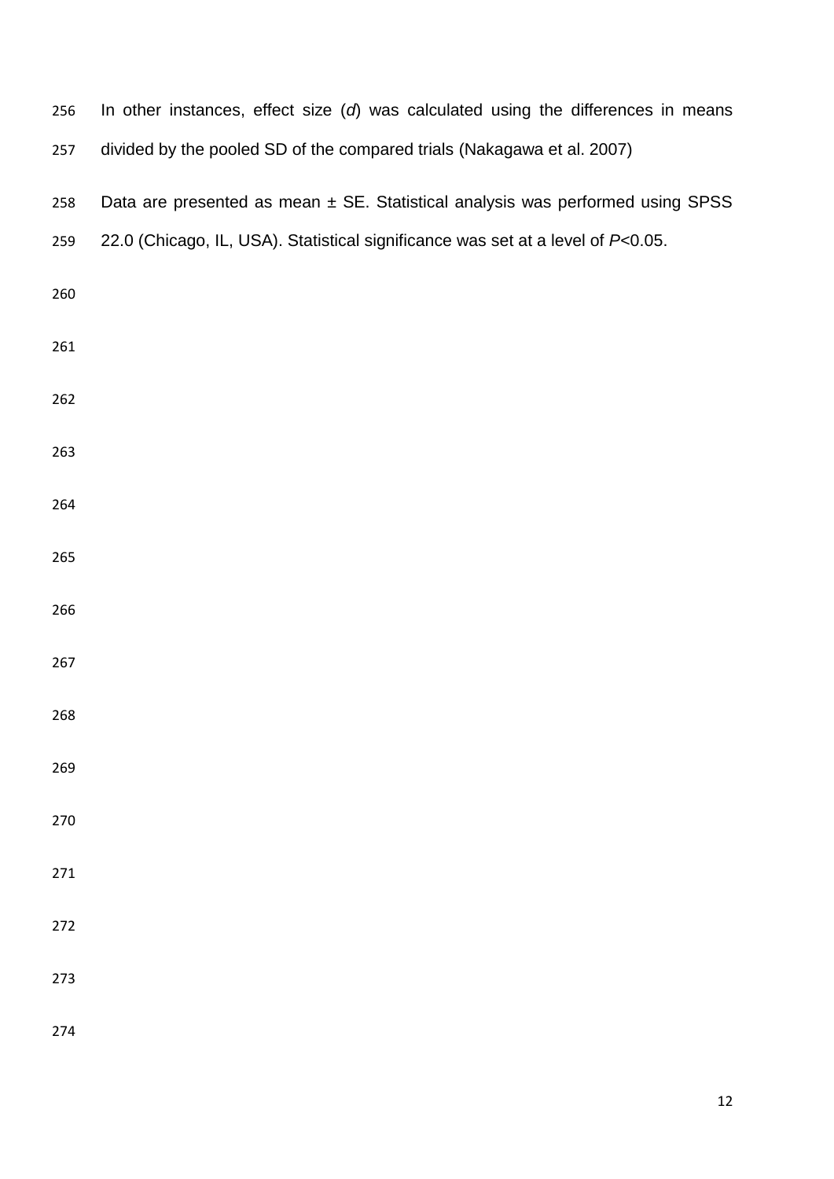In other instances, effect size (*d*) was calculated using the differences in means divided by the pooled SD of the compared trials (Nakagawa et al. 2007)

Data are presented as mean ± SE. Statistical analysis was performed using SPSS 22.0 (Chicago, IL, USA). Statistical significance was set at a level of $P$<0.05.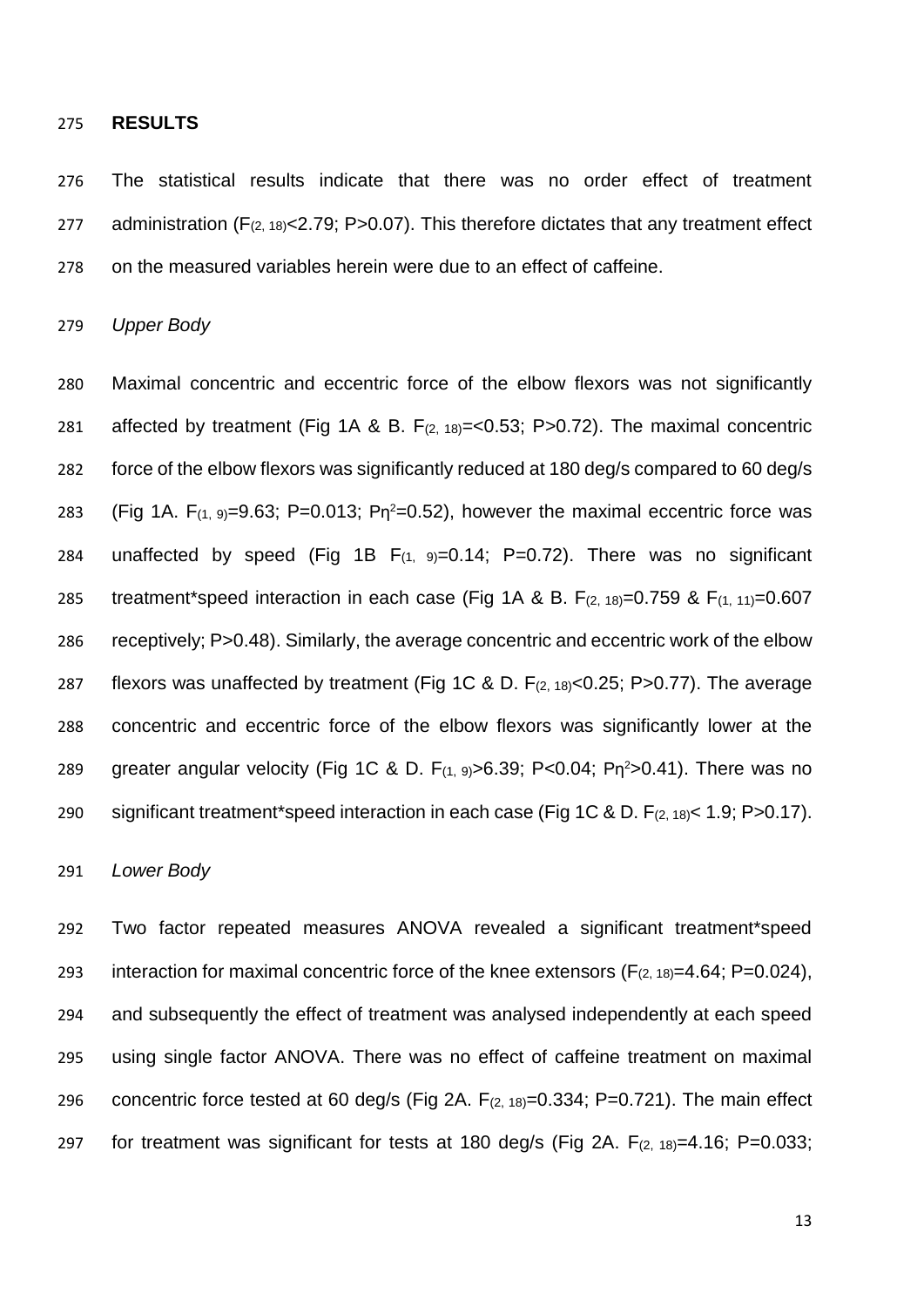## RESULTS

The statistical results indicate that there was no order effect of treatment administration ($F_{(2, 18)}<2.79$; $P>0.07$). This therefore dictates that any treatment effect on the measured variables herein were due to an effect of caffeine.

### *Upper Body*

Maximal concentric and eccentric force of the elbow flexors was not significantly affected by treatment (Fig 1A & B. $F_{(2, 18)}=<0.53$; $P>0.72$). The maximal concentric force of the elbow flexors was significantly reduced at 180 deg/s compared to 60 deg/s (Fig 1A. $F_{(1, 9)}=9.63$; $P=0.013$; $P\eta^2=0.52$), however the maximal eccentric force was unaffected by speed (Fig 1B $F_{(1, 9)}=0.14$; $P=0.72$). There was no significant treatment*speed interaction in each case (Fig 1A & B. $F_{(2, 18)}=0.759$ & $F_{(1, 11)}=0.607$ receptively; $P>0.48$). Similarly, the average concentric and eccentric work of the elbow flexors was unaffected by treatment (Fig 1C & D. $F_{(2, 18)}<0.25$; $P>0.77$). The average concentric and eccentric force of the elbow flexors was significantly lower at the greater angular velocity (Fig 1C & D. $F_{(1, 9)}>6.39$; $P<0.04$; $P\eta^2>0.41$). There was no significant treatment*speed interaction in each case (Fig 1C & D. $F_{(2, 18)}< 1.9$; $P>0.17$).

### *Lower Body*

Two factor repeated measures ANOVA revealed a significant treatment*speed interaction for maximal concentric force of the knee extensors ($F_{(2, 18)}=4.64$; $P=0.024$), and subsequently the effect of treatment was analysed independently at each speed using single factor ANOVA. There was no effect of caffeine treatment on maximal concentric force tested at 60 deg/s (Fig 2A. $F_{(2, 18)}=0.334$; $P=0.721$). The main effect for treatment was significant for tests at 180 deg/s (Fig 2A. $F_{(2, 18)}=4.16$; $P=0.033$;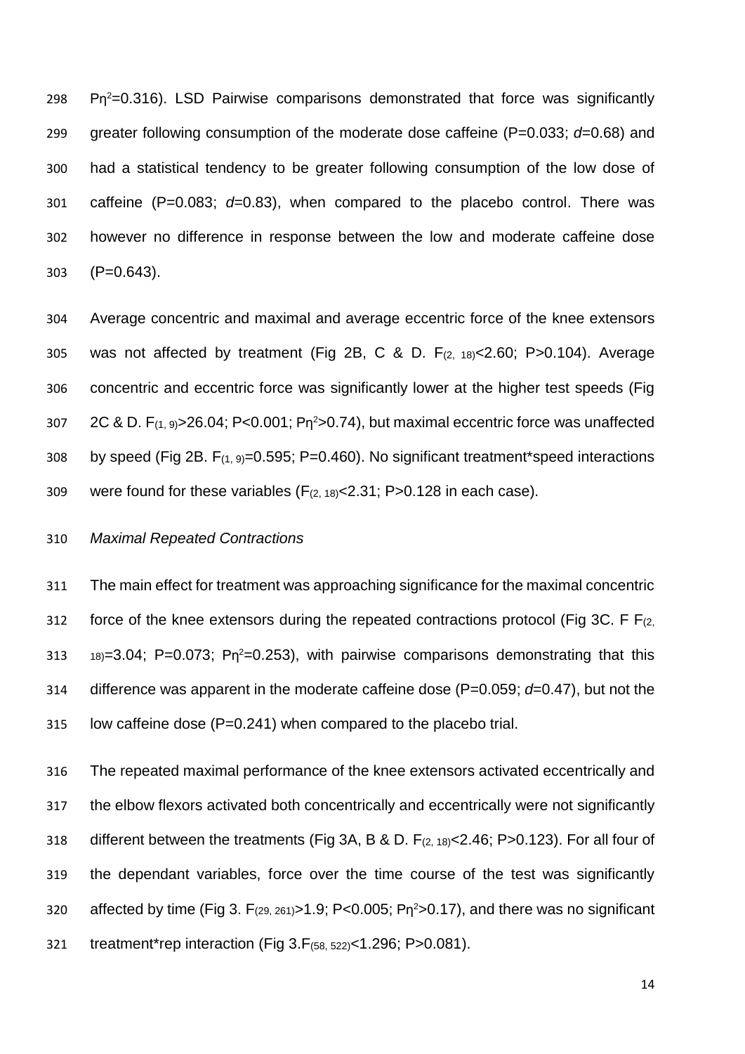$P\eta^2$=0.316). LSD Pairwise comparisons demonstrated that force was significantly greater following consumption of the moderate dose caffeine (P=0.033; *d*=0.68) and had a statistical tendency to be greater following consumption of the low dose of caffeine (P=0.083; *d*=0.83), when compared to the placebo control. There was however no difference in response between the low and moderate caffeine dose (P=0.643).

Average concentric and maximal and average eccentric force of the knee extensors was not affected by treatment (Fig 2B, C & D. $F_{(2, 18)}$<2.60; P>0.104). Average concentric and eccentric force was significantly lower at the higher test speeds (Fig 2C & D. $F_{(1, 9)}$>26.04; P<0.001; $P\eta^2$>0.74), but maximal eccentric force was unaffected by speed (Fig 2B. $F_{(1, 9)}$=0.595; P=0.460). No significant treatment*speed interactions were found for these variables ($F_{(2, 18)}$<2.31; P>0.128 in each case).

*Maximal Repeated Contractions*

The main effect for treatment was approaching significance for the maximal concentric force of the knee extensors during the repeated contractions protocol (Fig 3C. F $F_{(2, 18)}$=3.04; P=0.073; $P\eta^2$=0.253), with pairwise comparisons demonstrating that this difference was apparent in the moderate caffeine dose (P=0.059; *d*=0.47), but not the low caffeine dose (P=0.241) when compared to the placebo trial.

The repeated maximal performance of the knee extensors activated eccentrically and the elbow flexors activated both concentrically and eccentrically were not significantly different between the treatments (Fig 3A, B & D. $F_{(2, 18)}$<2.46; P>0.123). For all four of the dependant variables, force over the time course of the test was significantly affected by time (Fig 3. $F_{(29, 261)}$>1.9; P<0.005; $P\eta^2$>0.17), and there was no significant treatment*rep interaction (Fig 3.$F_{(58, 522)}$<1.296; P>0.081).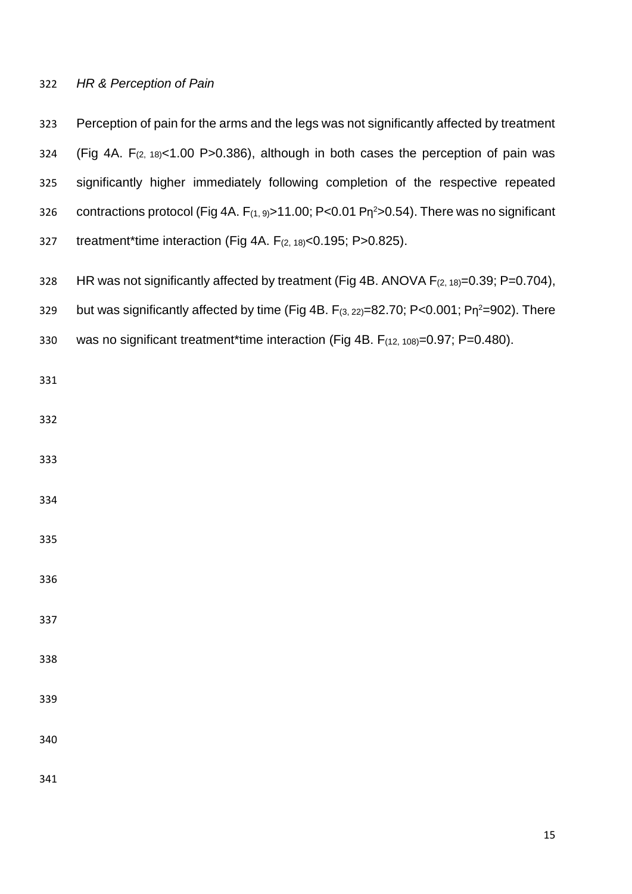*HR & Perception of Pain*

Perception of pain for the arms and the legs was not significantly affected by treatment (Fig 4A. $F_{(2, 18)}<1.00$ $P>0.386$), although in both cases the perception of pain was significantly higher immediately following completion of the respective repeated contractions protocol (Fig 4A. $F_{(1, 9)}>11.00$; $P<0.01$ $P\eta^2>0.54$). There was no significant treatment*time interaction (Fig 4A. $F_{(2, 18)}<0.195$; $P>0.825$).

HR was not significantly affected by treatment (Fig 4B. ANOVA $F_{(2, 18)}=0.39$; $P=0.704$), but was significantly affected by time (Fig 4B. $F_{(3, 22)}=82.70$; $P<0.001$; $P\eta^2=902$). There was no significant treatment*time interaction (Fig 4B. $F_{(12, 108)}=0.97$; $P=0.480$).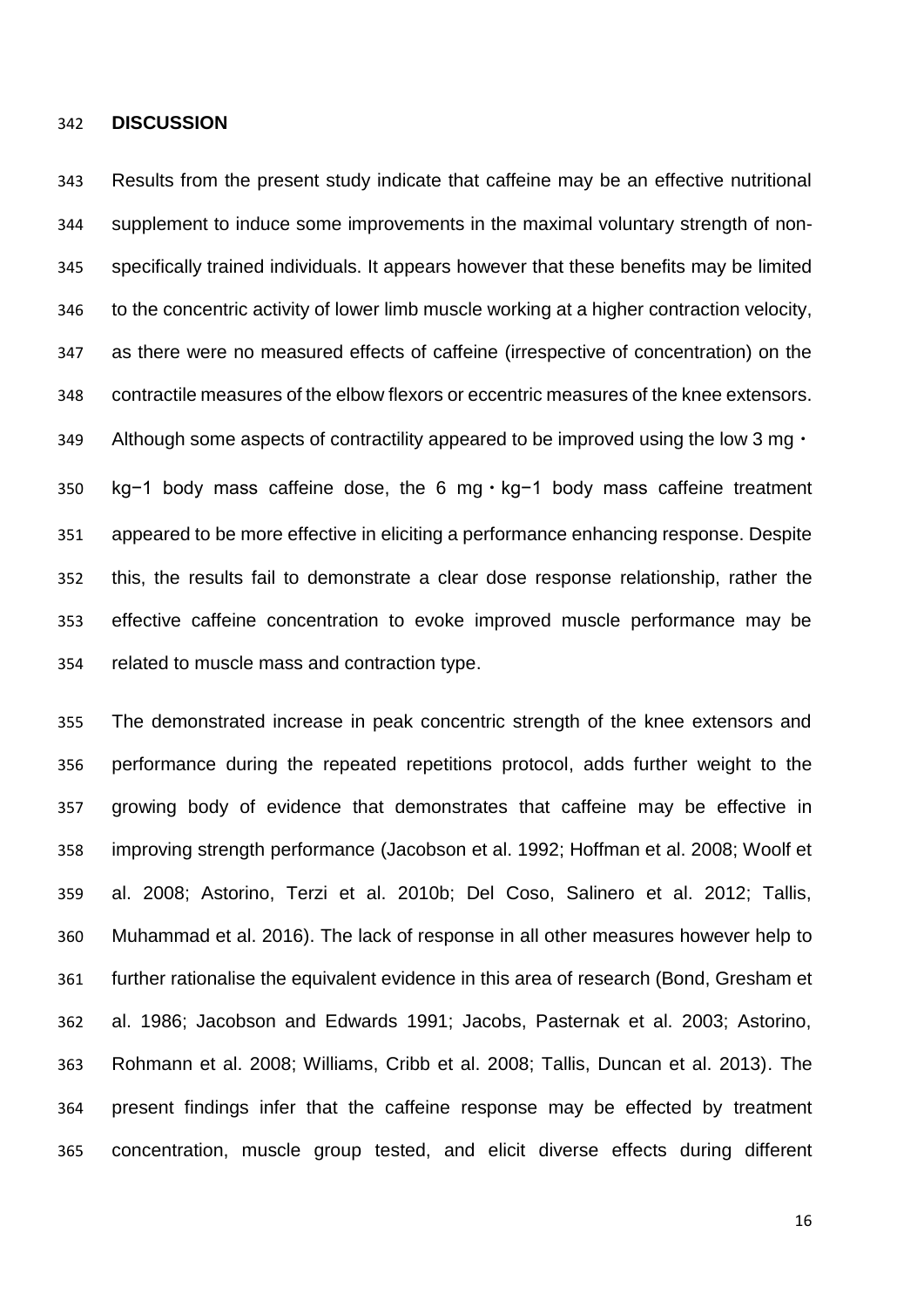## DISCUSSION

Results from the present study indicate that caffeine may be an effective nutritional supplement to induce some improvements in the maximal voluntary strength of non-specifically trained individuals. It appears however that these benefits may be limited to the concentric activity of lower limb muscle working at a higher contraction velocity, as there were no measured effects of caffeine (irrespective of concentration) on the contractile measures of the elbow flexors or eccentric measures of the knee extensors. Although some aspects of contractility appeared to be improved using the low 3 mg・kg−1 body mass caffeine dose, the 6 mg・kg−1 body mass caffeine treatment appeared to be more effective in eliciting a performance enhancing response. Despite this, the results fail to demonstrate a clear dose response relationship, rather the effective caffeine concentration to evoke improved muscle performance may be related to muscle mass and contraction type.

The demonstrated increase in peak concentric strength of the knee extensors and performance during the repeated repetitions protocol, adds further weight to the growing body of evidence that demonstrates that caffeine may be effective in improving strength performance (Jacobson et al. 1992; Hoffman et al. 2008; Woolf et al. 2008; Astorino, Terzi et al. 2010b; Del Coso, Salinero et al. 2012; Tallis, Muhammad et al. 2016). The lack of response in all other measures however help to further rationalise the equivalent evidence in this area of research (Bond, Gresham et al. 1986; Jacobson and Edwards 1991; Jacobs, Pasternak et al. 2003; Astorino, Rohmann et al. 2008; Williams, Cribb et al. 2008; Tallis, Duncan et al. 2013). The present findings infer that the caffeine response may be effected by treatment concentration, muscle group tested, and elicit diverse effects during different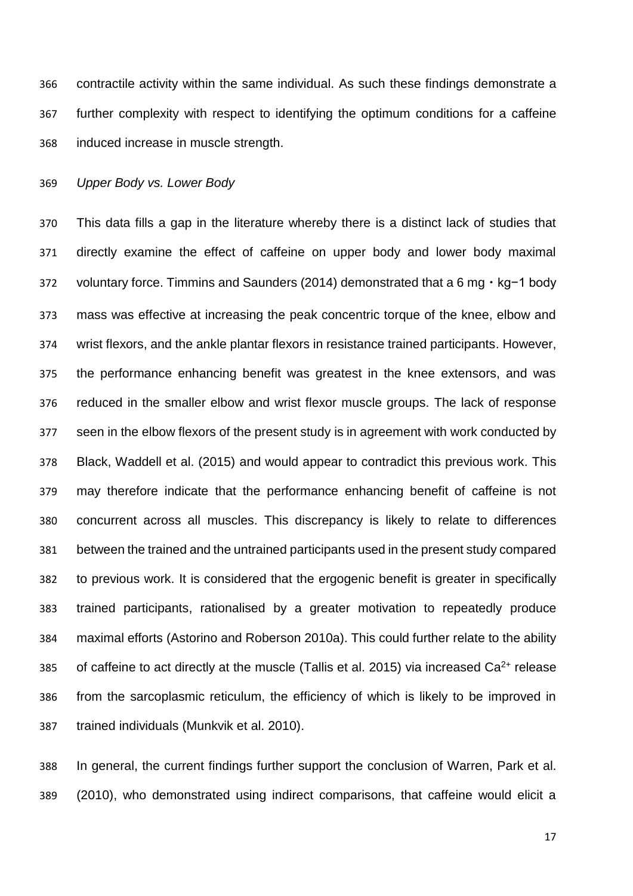contractile activity within the same individual. As such these findings demonstrate a further complexity with respect to identifying the optimum conditions for a caffeine induced increase in muscle strength.

*Upper Body vs. Lower Body*

This data fills a gap in the literature whereby there is a distinct lack of studies that directly examine the effect of caffeine on upper body and lower body maximal voluntary force. Timmins and Saunders (2014) demonstrated that a 6 mg・kg−1 body mass was effective at increasing the peak concentric torque of the knee, elbow and wrist flexors, and the ankle plantar flexors in resistance trained participants. However, the performance enhancing benefit was greatest in the knee extensors, and was reduced in the smaller elbow and wrist flexor muscle groups. The lack of response seen in the elbow flexors of the present study is in agreement with work conducted by Black, Waddell et al. (2015) and would appear to contradict this previous work. This may therefore indicate that the performance enhancing benefit of caffeine is not concurrent across all muscles. This discrepancy is likely to relate to differences between the trained and the untrained participants used in the present study compared to previous work. It is considered that the ergogenic benefit is greater in specifically trained participants, rationalised by a greater motivation to repeatedly produce maximal efforts (Astorino and Roberson 2010a). This could further relate to the ability of caffeine to act directly at the muscle (Tallis et al. 2015) via increased $Ca^{2+}$ release from the sarcoplasmic reticulum, the efficiency of which is likely to be improved in trained individuals (Munkvik et al. 2010).

In general, the current findings further support the conclusion of Warren, Park et al. (2010), who demonstrated using indirect comparisons, that caffeine would elicit a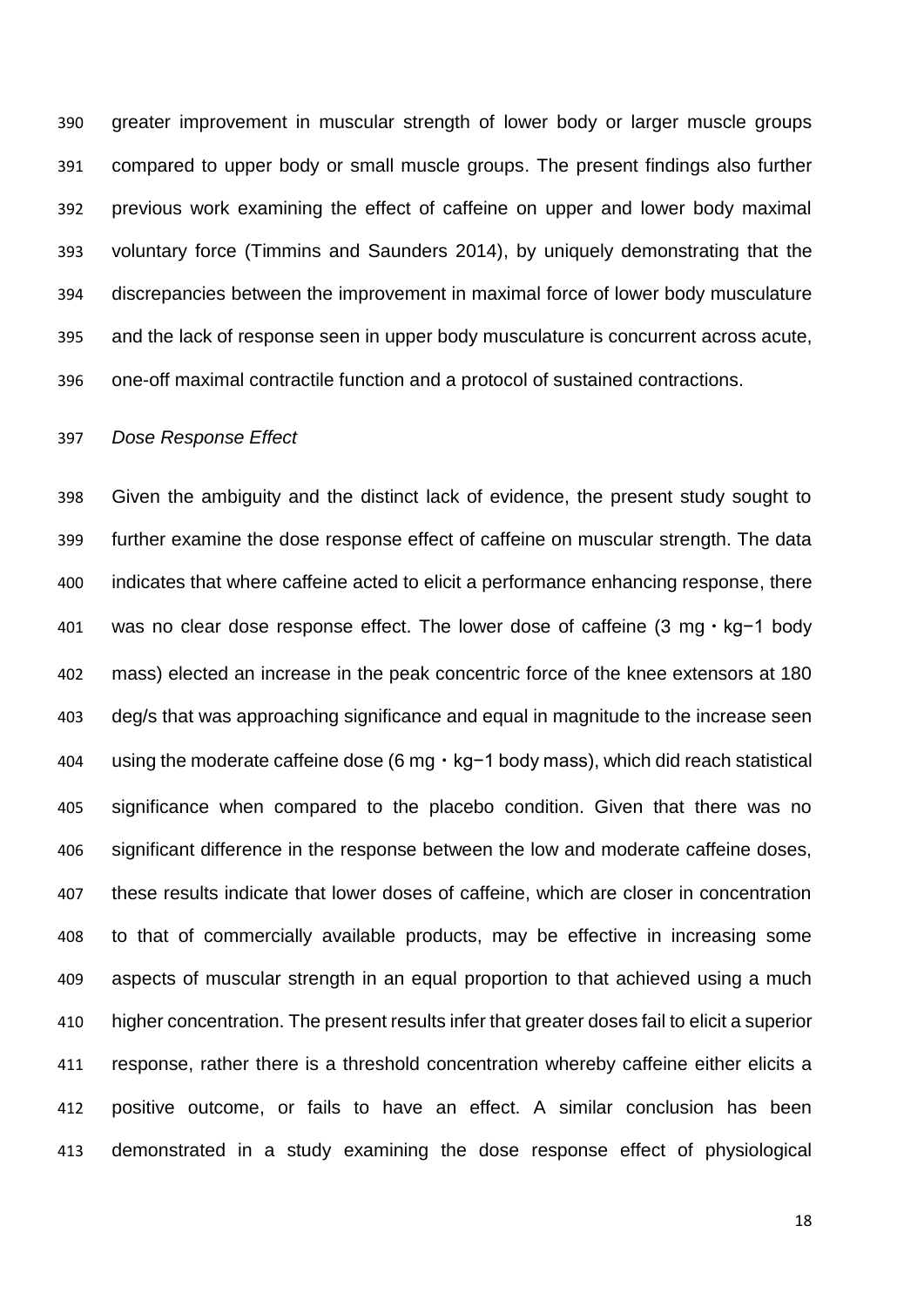greater improvement in muscular strength of lower body or larger muscle groups compared to upper body or small muscle groups. The present findings also further previous work examining the effect of caffeine on upper and lower body maximal voluntary force (Timmins and Saunders 2014), by uniquely demonstrating that the discrepancies between the improvement in maximal force of lower body musculature and the lack of response seen in upper body musculature is concurrent across acute, one-off maximal contractile function and a protocol of sustained contractions.

*Dose Response Effect*

Given the ambiguity and the distinct lack of evidence, the present study sought to further examine the dose response effect of caffeine on muscular strength. The data indicates that where caffeine acted to elicit a performance enhancing response, there was no clear dose response effect. The lower dose of caffeine (3 mg・kg−1 body mass) elected an increase in the peak concentric force of the knee extensors at 180 deg/s that was approaching significance and equal in magnitude to the increase seen using the moderate caffeine dose (6 mg・kg−1 body mass), which did reach statistical significance when compared to the placebo condition. Given that there was no significant difference in the response between the low and moderate caffeine doses, these results indicate that lower doses of caffeine, which are closer in concentration to that of commercially available products, may be effective in increasing some aspects of muscular strength in an equal proportion to that achieved using a much higher concentration. The present results infer that greater doses fail to elicit a superior response, rather there is a threshold concentration whereby caffeine either elicits a positive outcome, or fails to have an effect. A similar conclusion has been demonstrated in a study examining the dose response effect of physiological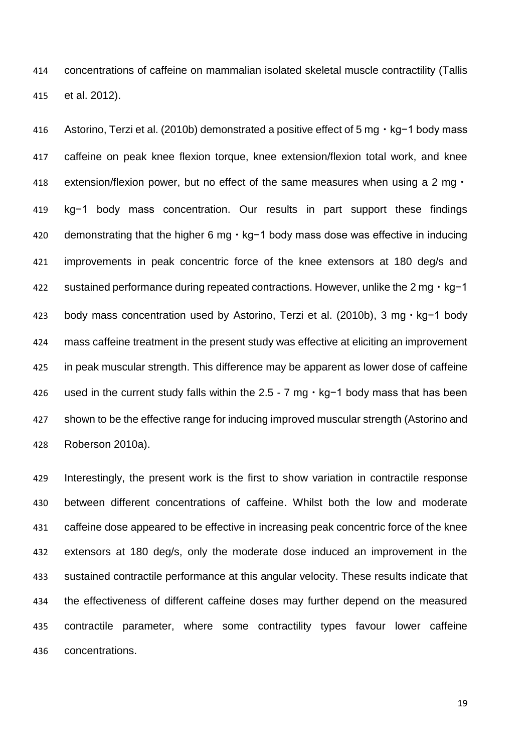concentrations of caffeine on mammalian isolated skeletal muscle contractility (Tallis et al. 2012).

Astorino, Terzi et al. (2010b) demonstrated a positive effect of 5 mg・kg−1 body mass caffeine on peak knee flexion torque, knee extension/flexion total work, and knee extension/flexion power, but no effect of the same measures when using a 2 mg・kg−1 body mass concentration. Our results in part support these findings demonstrating that the higher 6 mg・kg−1 body mass dose was effective in inducing improvements in peak concentric force of the knee extensors at 180 deg/s and sustained performance during repeated contractions. However, unlike the 2 mg・kg−1 body mass concentration used by Astorino, Terzi et al. (2010b), 3 mg・kg−1 body mass caffeine treatment in the present study was effective at eliciting an improvement in peak muscular strength. This difference may be apparent as lower dose of caffeine used in the current study falls within the 2.5 - 7 mg・kg−1 body mass that has been shown to be the effective range for inducing improved muscular strength (Astorino and Roberson 2010a).

Interestingly, the present work is the first to show variation in contractile response between different concentrations of caffeine. Whilst both the low and moderate caffeine dose appeared to be effective in increasing peak concentric force of the knee extensors at 180 deg/s, only the moderate dose induced an improvement in the sustained contractile performance at this angular velocity. These results indicate that the effectiveness of different caffeine doses may further depend on the measured contractile parameter, where some contractility types favour lower caffeine concentrations.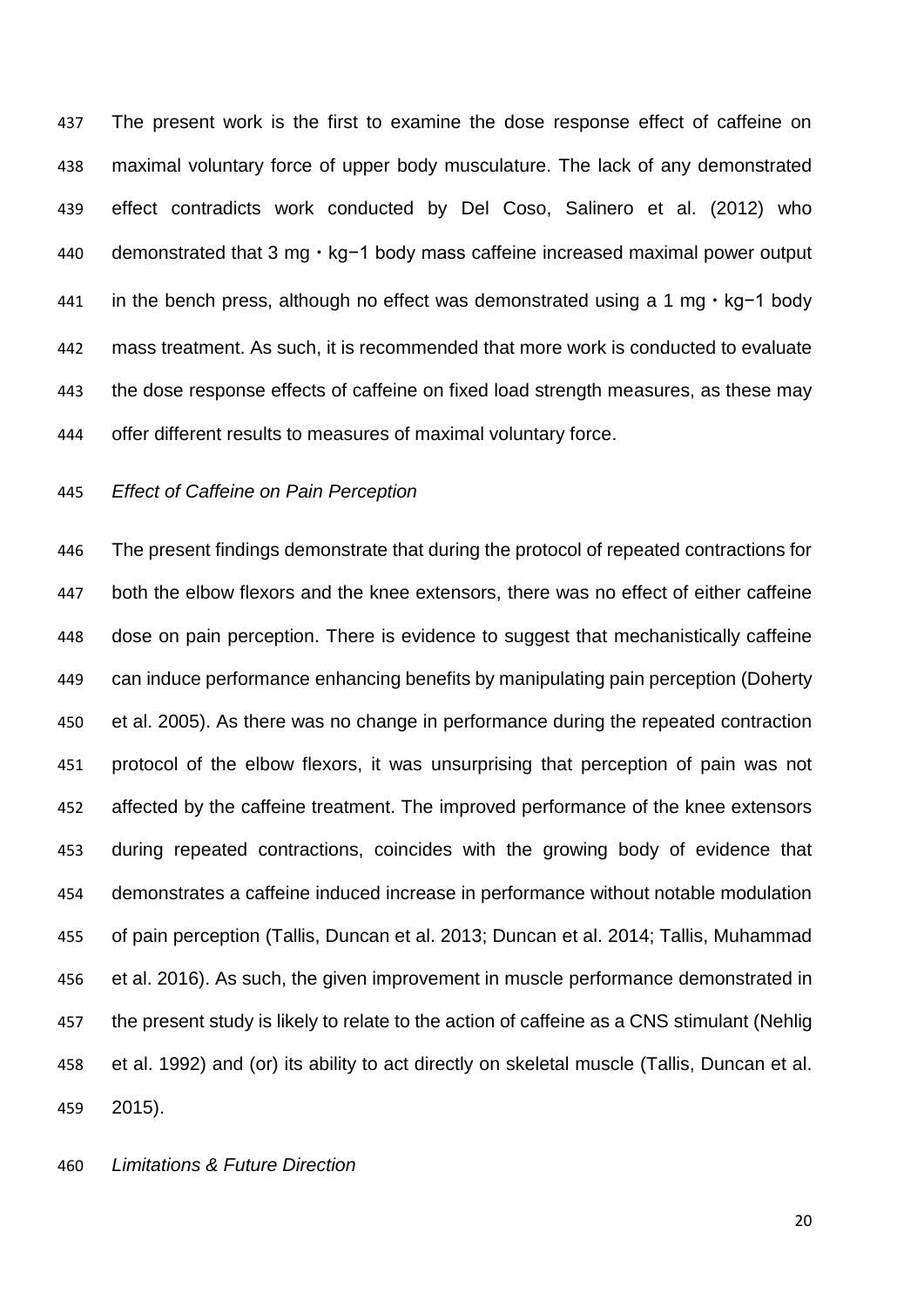The present work is the first to examine the dose response effect of caffeine on maximal voluntary force of upper body musculature. The lack of any demonstrated effect contradicts work conducted by Del Coso, Salinero et al. (2012) who demonstrated that 3 mg・kg−1 body mass caffeine increased maximal power output in the bench press, although no effect was demonstrated using a 1 mg・kg−1 body mass treatment. As such, it is recommended that more work is conducted to evaluate the dose response effects of caffeine on fixed load strength measures, as these may offer different results to measures of maximal voluntary force.

*Effect of Caffeine on Pain Perception*

The present findings demonstrate that during the protocol of repeated contractions for both the elbow flexors and the knee extensors, there was no effect of either caffeine dose on pain perception. There is evidence to suggest that mechanistically caffeine can induce performance enhancing benefits by manipulating pain perception (Doherty et al. 2005). As there was no change in performance during the repeated contraction protocol of the elbow flexors, it was unsurprising that perception of pain was not affected by the caffeine treatment. The improved performance of the knee extensors during repeated contractions, coincides with the growing body of evidence that demonstrates a caffeine induced increase in performance without notable modulation of pain perception (Tallis, Duncan et al. 2013; Duncan et al. 2014; Tallis, Muhammad et al. 2016). As such, the given improvement in muscle performance demonstrated in the present study is likely to relate to the action of caffeine as a CNS stimulant (Nehlig et al. 1992) and (or) its ability to act directly on skeletal muscle (Tallis, Duncan et al. 2015).

*Limitations & Future Direction*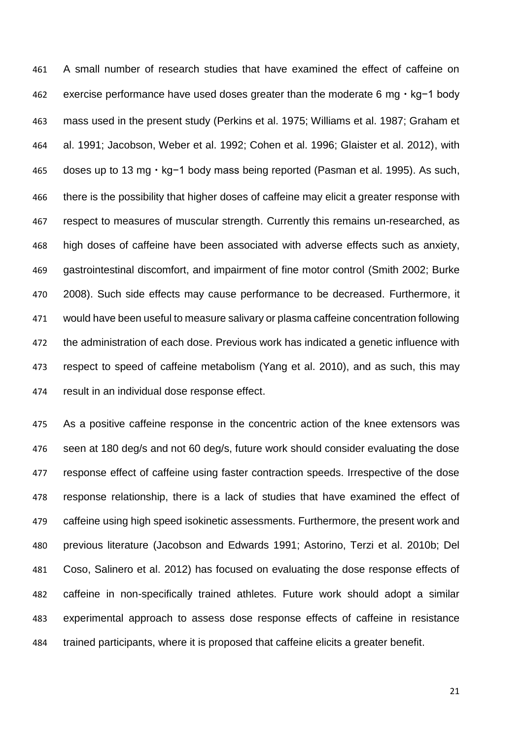A small number of research studies that have examined the effect of caffeine on exercise performance have used doses greater than the moderate 6 mg・kg−1 body mass used in the present study (Perkins et al. 1975; Williams et al. 1987; Graham et al. 1991; Jacobson, Weber et al. 1992; Cohen et al. 1996; Glaister et al. 2012), with doses up to 13 mg・kg−1 body mass being reported (Pasman et al. 1995). As such, there is the possibility that higher doses of caffeine may elicit a greater response with respect to measures of muscular strength. Currently this remains un-researched, as high doses of caffeine have been associated with adverse effects such as anxiety, gastrointestinal discomfort, and impairment of fine motor control (Smith 2002; Burke 2008). Such side effects may cause performance to be decreased. Furthermore, it would have been useful to measure salivary or plasma caffeine concentration following the administration of each dose. Previous work has indicated a genetic influence with respect to speed of caffeine metabolism (Yang et al. 2010), and as such, this may result in an individual dose response effect.

As a positive caffeine response in the concentric action of the knee extensors was seen at 180 deg/s and not 60 deg/s, future work should consider evaluating the dose response effect of caffeine using faster contraction speeds. Irrespective of the dose response relationship, there is a lack of studies that have examined the effect of caffeine using high speed isokinetic assessments. Furthermore, the present work and previous literature (Jacobson and Edwards 1991; Astorino, Terzi et al. 2010b; Del Coso, Salinero et al. 2012) has focused on evaluating the dose response effects of caffeine in non-specifically trained athletes. Future work should adopt a similar experimental approach to assess dose response effects of caffeine in resistance trained participants, where it is proposed that caffeine elicits a greater benefit.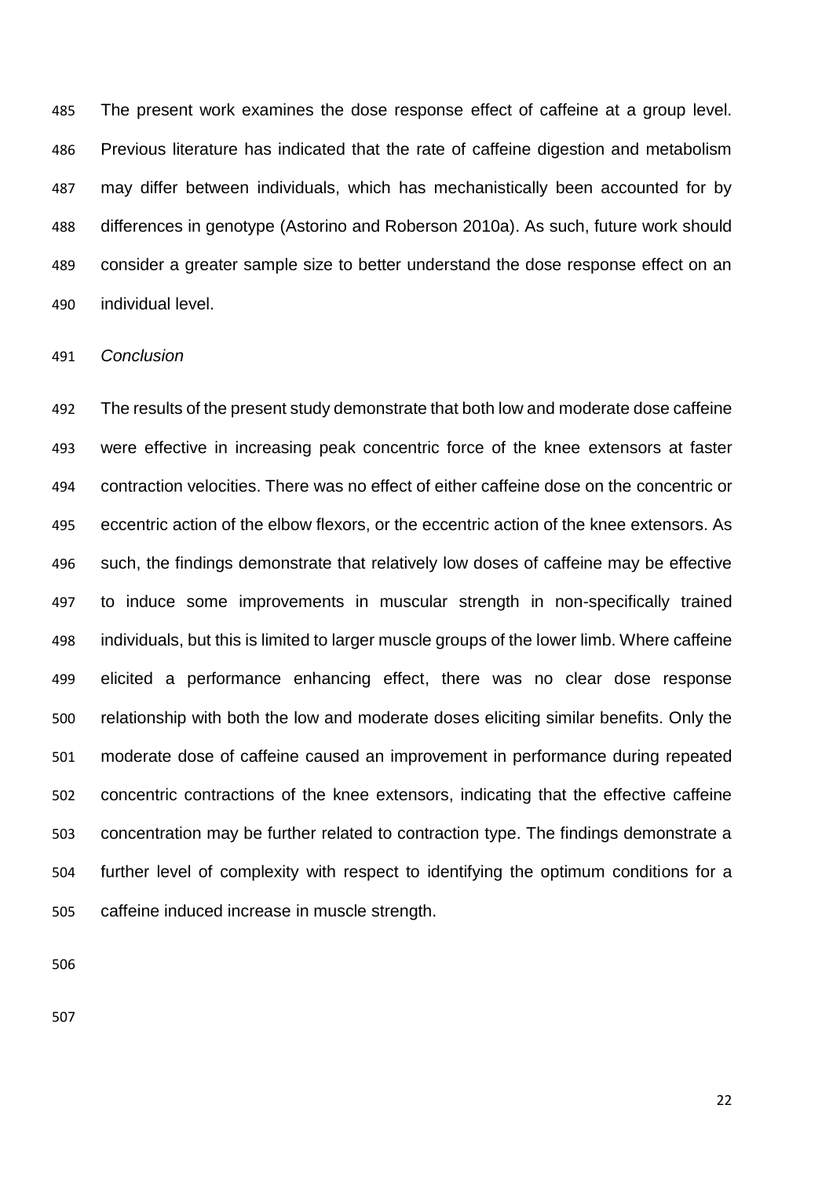The present work examines the dose response effect of caffeine at a group level. Previous literature has indicated that the rate of caffeine digestion and metabolism may differ between individuals, which has mechanistically been accounted for by differences in genotype (Astorino and Roberson 2010a). As such, future work should consider a greater sample size to better understand the dose response effect on an individual level.

*Conclusion*

The results of the present study demonstrate that both low and moderate dose caffeine were effective in increasing peak concentric force of the knee extensors at faster contraction velocities. There was no effect of either caffeine dose on the concentric or eccentric action of the elbow flexors, or the eccentric action of the knee extensors. As such, the findings demonstrate that relatively low doses of caffeine may be effective to induce some improvements in muscular strength in non-specifically trained individuals, but this is limited to larger muscle groups of the lower limb. Where caffeine elicited a performance enhancing effect, there was no clear dose response relationship with both the low and moderate doses eliciting similar benefits. Only the moderate dose of caffeine caused an improvement in performance during repeated concentric contractions of the knee extensors, indicating that the effective caffeine concentration may be further related to contraction type. The findings demonstrate a further level of complexity with respect to identifying the optimum conditions for a caffeine induced increase in muscle strength.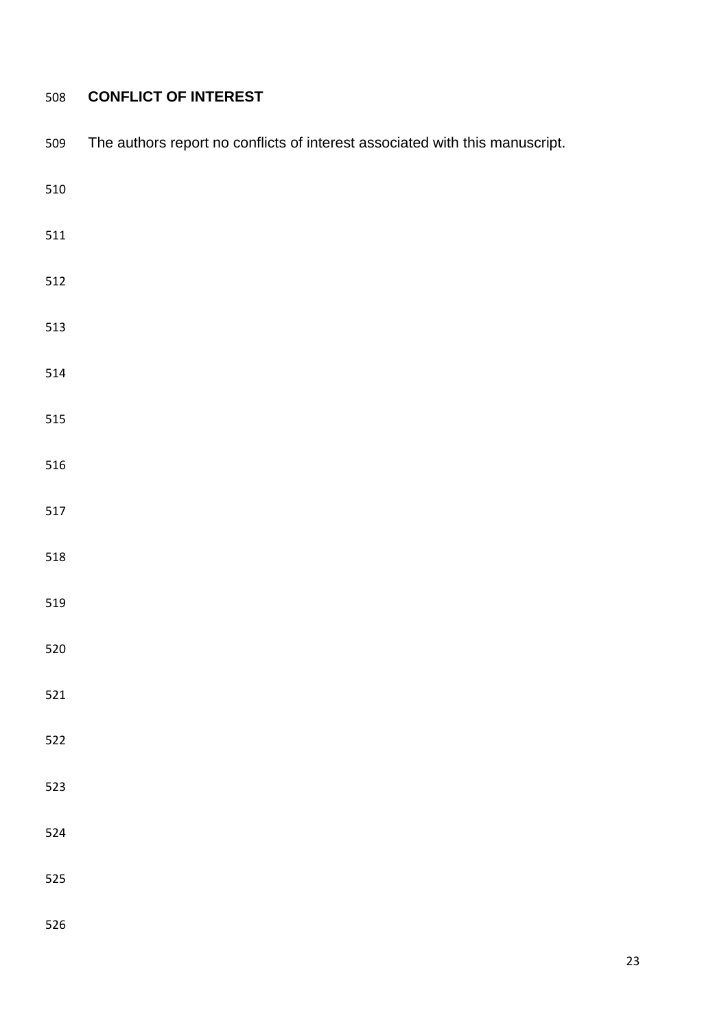## CONFLICT OF INTEREST

The authors report no conflicts of interest associated with this manuscript.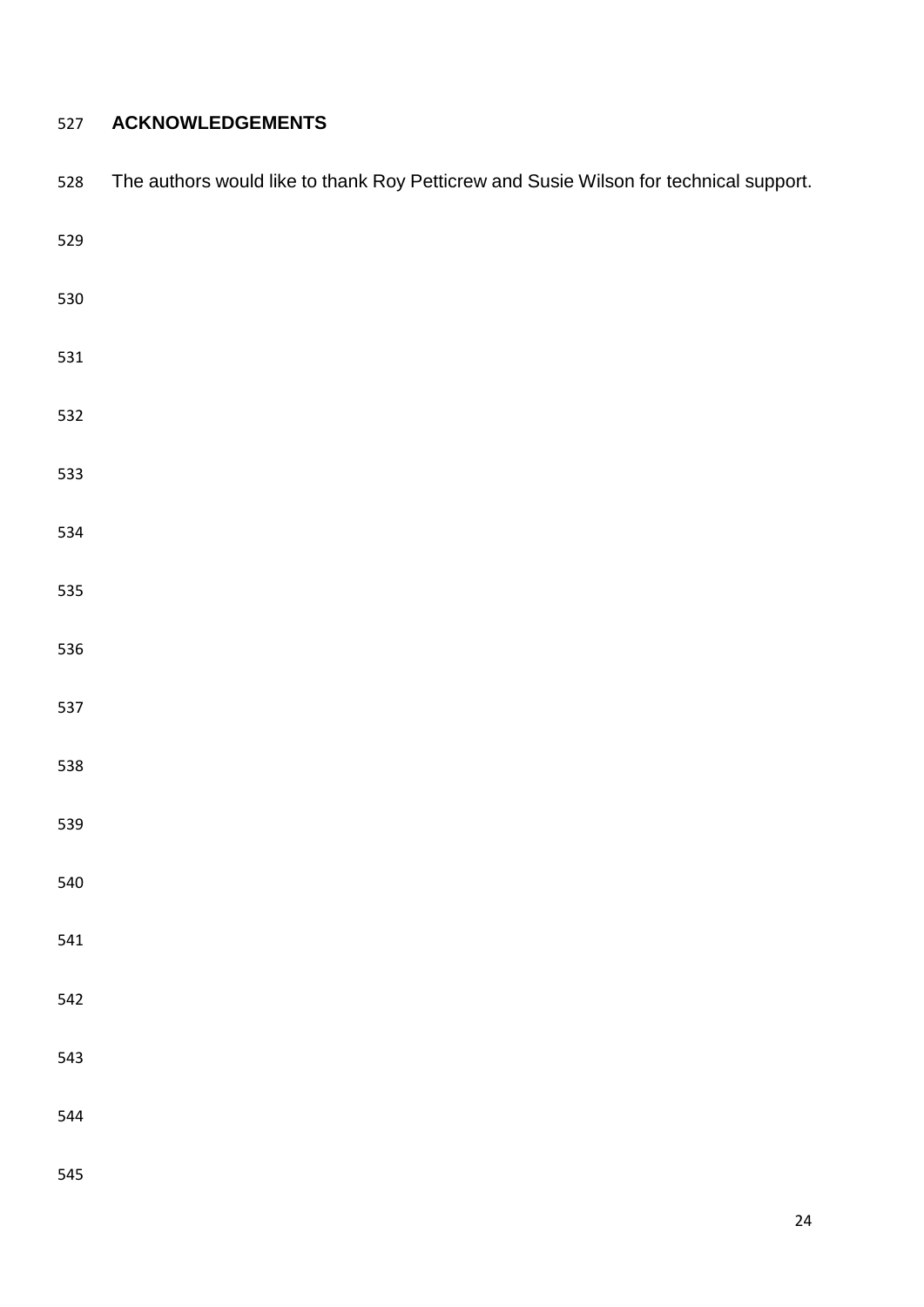## ACKNOWLEDGEMENTS

The authors would like to thank Roy Petticrew and Susie Wilson for technical support.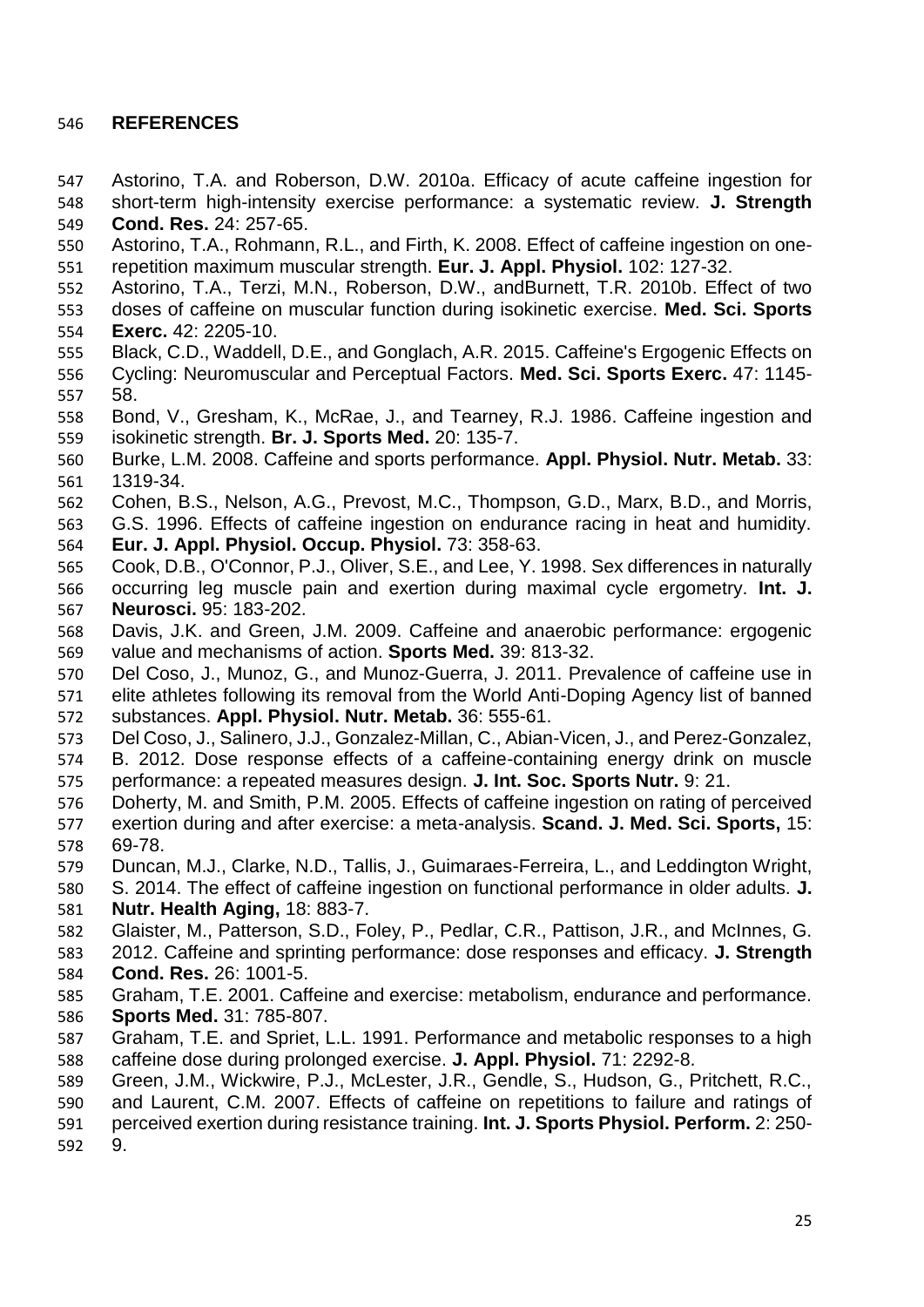## REFERENCES

Astorino, T.A. and Roberson, D.W. 2010a. Efficacy of acute caffeine ingestion for short-term high-intensity exercise performance: a systematic review. **J. Strength Cond. Res.** 24: 257-65.

Astorino, T.A., Rohmann, R.L., and Firth, K. 2008. Effect of caffeine ingestion on one-repetition maximum muscular strength. **Eur. J. Appl. Physiol.** 102: 127-32.

Astorino, T.A., Terzi, M.N., Roberson, D.W., andBurnett, T.R. 2010b. Effect of two doses of caffeine on muscular function during isokinetic exercise. **Med. Sci. Sports Exerc.** 42: 2205-10.

Black, C.D., Waddell, D.E., and Gonglach, A.R. 2015. Caffeine's Ergogenic Effects on Cycling: Neuromuscular and Perceptual Factors. **Med. Sci. Sports Exerc.** 47: 1145-58.

Bond, V., Gresham, K., McRae, J., and Tearney, R.J. 1986. Caffeine ingestion and isokinetic strength. **Br. J. Sports Med.** 20: 135-7.

Burke, L.M. 2008. Caffeine and sports performance. **Appl. Physiol. Nutr. Metab.** 33: 1319-34.

Cohen, B.S., Nelson, A.G., Prevost, M.C., Thompson, G.D., Marx, B.D., and Morris, G.S. 1996. Effects of caffeine ingestion on endurance racing in heat and humidity. **Eur. J. Appl. Physiol. Occup. Physiol.** 73: 358-63.

Cook, D.B., O'Connor, P.J., Oliver, S.E., and Lee, Y. 1998. Sex differences in naturally occurring leg muscle pain and exertion during maximal cycle ergometry. **Int. J. Neurosci.** 95: 183-202.

Davis, J.K. and Green, J.M. 2009. Caffeine and anaerobic performance: ergogenic value and mechanisms of action. **Sports Med.** 39: 813-32.

Del Coso, J., Munoz, G., and Munoz-Guerra, J. 2011. Prevalence of caffeine use in elite athletes following its removal from the World Anti-Doping Agency list of banned substances. **Appl. Physiol. Nutr. Metab.** 36: 555-61.

Del Coso, J., Salinero, J.J., Gonzalez-Millan, C., Abian-Vicen, J., and Perez-Gonzalez, B. 2012. Dose response effects of a caffeine-containing energy drink on muscle performance: a repeated measures design. **J. Int. Soc. Sports Nutr.** 9: 21.

Doherty, M. and Smith, P.M. 2005. Effects of caffeine ingestion on rating of perceived exertion during and after exercise: a meta-analysis. **Scand. J. Med. Sci. Sports,** 15: 69-78.

Duncan, M.J., Clarke, N.D., Tallis, J., Guimaraes-Ferreira, L., and Leddington Wright, S. 2014. The effect of caffeine ingestion on functional performance in older adults. **J. Nutr. Health Aging,** 18: 883-7.

Glaister, M., Patterson, S.D., Foley, P., Pedlar, C.R., Pattison, J.R., and McInnes, G. 2012. Caffeine and sprinting performance: dose responses and efficacy. **J. Strength Cond. Res.** 26: 1001-5.

Graham, T.E. 2001. Caffeine and exercise: metabolism, endurance and performance. **Sports Med.** 31: 785-807.

Graham, T.E. and Spriet, L.L. 1991. Performance and metabolic responses to a high caffeine dose during prolonged exercise. **J. Appl. Physiol.** 71: 2292-8.

Green, J.M., Wickwire, P.J., McLester, J.R., Gendle, S., Hudson, G., Pritchett, R.C., and Laurent, C.M. 2007. Effects of caffeine on repetitions to failure and ratings of perceived exertion during resistance training. **Int. J. Sports Physiol. Perform.** 2: 250-9.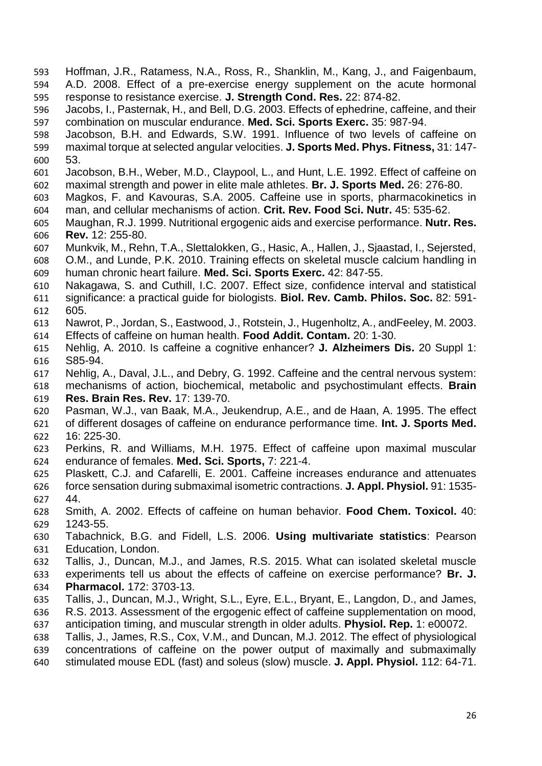Hoffman, J.R., Ratamess, N.A., Ross, R., Shanklin, M., Kang, J., and Faigenbaum, A.D. 2008. Effect of a pre-exercise energy supplement on the acute hormonal response to resistance exercise. **J. Strength Cond. Res.** 22: 874-82.

Jacobs, I., Pasternak, H., and Bell, D.G. 2003. Effects of ephedrine, caffeine, and their combination on muscular endurance. **Med. Sci. Sports Exerc.** 35: 987-94.

Jacobson, B.H. and Edwards, S.W. 1991. Influence of two levels of caffeine on maximal torque at selected angular velocities. **J. Sports Med. Phys. Fitness,** 31: 147-53.

Jacobson, B.H., Weber, M.D., Claypool, L., and Hunt, L.E. 1992. Effect of caffeine on maximal strength and power in elite male athletes. **Br. J. Sports Med.** 26: 276-80.

Magkos, F. and Kavouras, S.A. 2005. Caffeine use in sports, pharmacokinetics in man, and cellular mechanisms of action. **Crit. Rev. Food Sci. Nutr.** 45: 535-62.

Maughan, R.J. 1999. Nutritional ergogenic aids and exercise performance. **Nutr. Res. Rev.** 12: 255-80.

Munkvik, M., Rehn, T.A., Slettalokken, G., Hasic, A., Hallen, J., Sjaastad, I., Sejersted, O.M., and Lunde, P.K. 2010. Training effects on skeletal muscle calcium handling in human chronic heart failure. **Med. Sci. Sports Exerc.** 42: 847-55.

Nakagawa, S. and Cuthill, I.C. 2007. Effect size, confidence interval and statistical significance: a practical guide for biologists. **Biol. Rev. Camb. Philos. Soc.** 82: 591-605.

Nawrot, P., Jordan, S., Eastwood, J., Rotstein, J., Hugenholtz, A., andFeeley, M. 2003. Effects of caffeine on human health. **Food Addit. Contam.** 20: 1-30.

Nehlig, A. 2010. Is caffeine a cognitive enhancer? **J. Alzheimers Dis.** 20 Suppl 1: S85-94.

Nehlig, A., Daval, J.L., and Debry, G. 1992. Caffeine and the central nervous system: mechanisms of action, biochemical, metabolic and psychostimulant effects. **Brain Res. Brain Res. Rev.** 17: 139-70.

Pasman, W.J., van Baak, M.A., Jeukendrup, A.E., and de Haan, A. 1995. The effect of different dosages of caffeine on endurance performance time. **Int. J. Sports Med.** 16: 225-30.

Perkins, R. and Williams, M.H. 1975. Effect of caffeine upon maximal muscular endurance of females. **Med. Sci. Sports,** 7: 221-4.

Plaskett, C.J. and Cafarelli, E. 2001. Caffeine increases endurance and attenuates force sensation during submaximal isometric contractions. **J. Appl. Physiol.** 91: 1535-44.

Smith, A. 2002. Effects of caffeine on human behavior. **Food Chem. Toxicol.** 40: 1243-55.

Tabachnick, B.G. and Fidell, L.S. 2006. **Using multivariate statistics**: Pearson Education, London.

Tallis, J., Duncan, M.J., and James, R.S. 2015. What can isolated skeletal muscle experiments tell us about the effects of caffeine on exercise performance? **Br. J. Pharmacol.** 172: 3703-13.

Tallis, J., Duncan, M.J., Wright, S.L., Eyre, E.L., Bryant, E., Langdon, D., and James, R.S. 2013. Assessment of the ergogenic effect of caffeine supplementation on mood, anticipation timing, and muscular strength in older adults. **Physiol. Rep.** 1: e00072.

Tallis, J., James, R.S., Cox, V.M., and Duncan, M.J. 2012. The effect of physiological concentrations of caffeine on the power output of maximally and submaximally stimulated mouse EDL (fast) and soleus (slow) muscle. **J. Appl. Physiol.** 112: 64-71.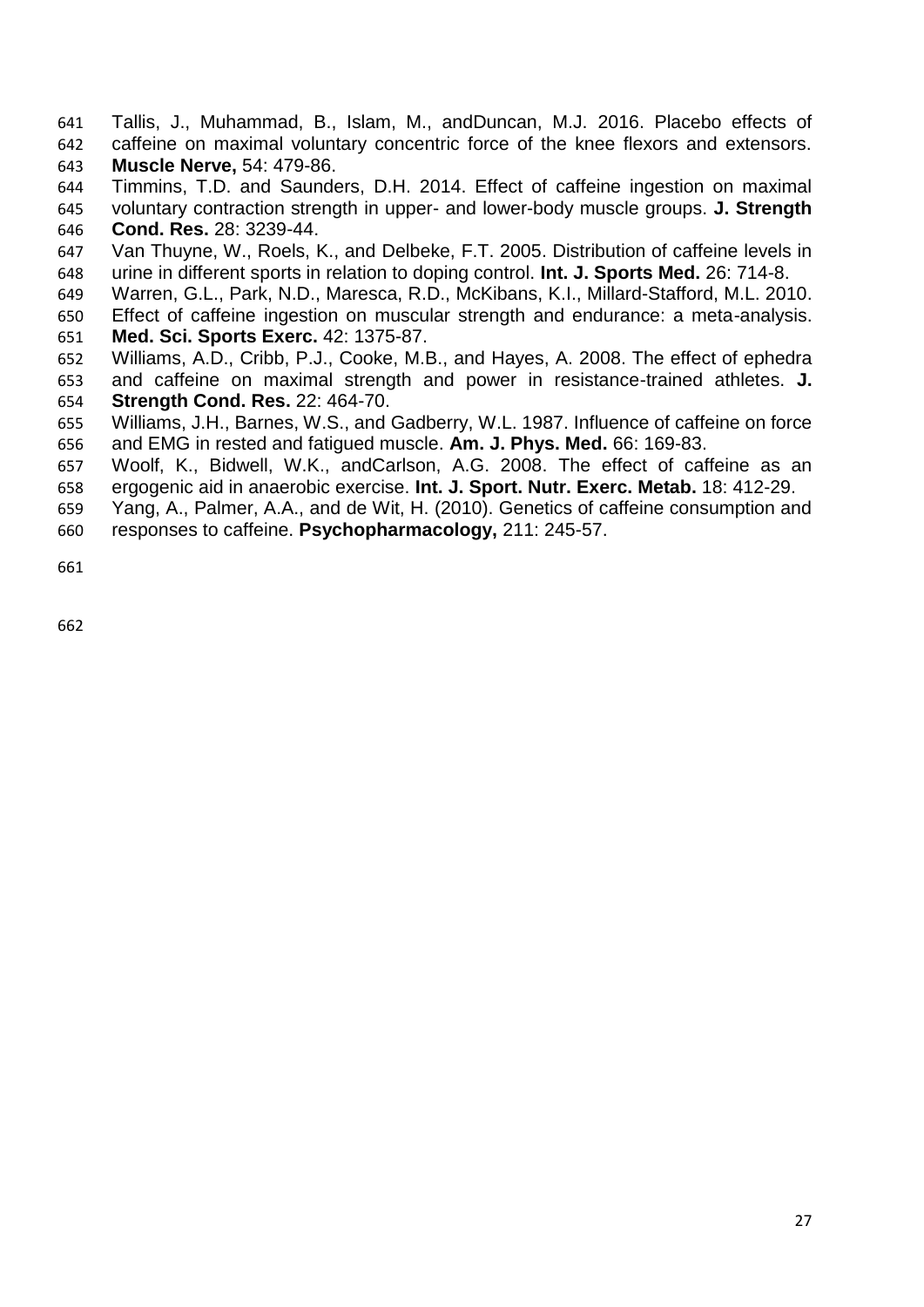Tallis, J., Muhammad, B., Islam, M., andDuncan, M.J. 2016. Placebo effects of caffeine on maximal voluntary concentric force of the knee flexors and extensors. **Muscle Nerve,** 54: 479-86.

Timmins, T.D. and Saunders, D.H. 2014. Effect of caffeine ingestion on maximal voluntary contraction strength in upper- and lower-body muscle groups. **J. Strength Cond. Res.** 28: 3239-44.

Van Thuyne, W., Roels, K., and Delbeke, F.T. 2005. Distribution of caffeine levels in urine in different sports in relation to doping control. **Int. J. Sports Med.** 26: 714-8.

Warren, G.L., Park, N.D., Maresca, R.D., McKibans, K.I., Millard-Stafford, M.L. 2010. Effect of caffeine ingestion on muscular strength and endurance: a meta-analysis. **Med. Sci. Sports Exerc.** 42: 1375-87.

Williams, A.D., Cribb, P.J., Cooke, M.B., and Hayes, A. 2008. The effect of ephedra and caffeine on maximal strength and power in resistance-trained athletes. **J. Strength Cond. Res.** 22: 464-70.

Williams, J.H., Barnes, W.S., and Gadberry, W.L. 1987. Influence of caffeine on force and EMG in rested and fatigued muscle. **Am. J. Phys. Med.** 66: 169-83.

Woolf, K., Bidwell, W.K., andCarlson, A.G. 2008. The effect of caffeine as an ergogenic aid in anaerobic exercise. **Int. J. Sport. Nutr. Exerc. Metab.** 18: 412-29.

Yang, A., Palmer, A.A., and de Wit, H. (2010). Genetics of caffeine consumption and responses to caffeine. **Psychopharmacology,** 211: 245-57.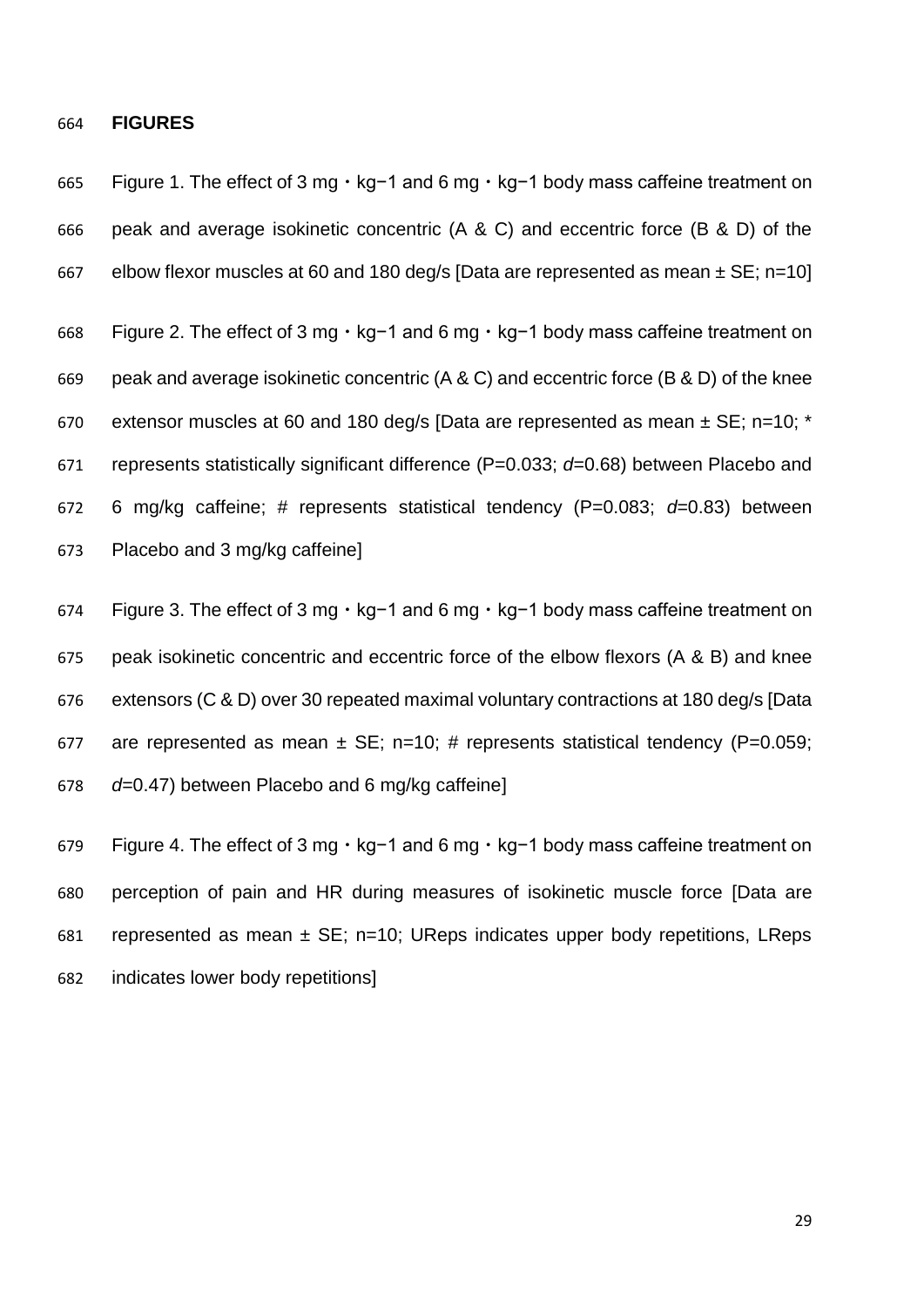# FIGURES

Figure 1. The effect of 3 mg・kg−1 and 6 mg・kg−1 body mass caffeine treatment on peak and average isokinetic concentric (A & C) and eccentric force (B & D) of the elbow flexor muscles at 60 and 180 deg/s [Data are represented as mean ± SE; n=10]

Figure 2. The effect of 3 mg・kg−1 and 6 mg・kg−1 body mass caffeine treatment on peak and average isokinetic concentric (A & C) and eccentric force (B & D) of the knee extensor muscles at 60 and 180 deg/s [Data are represented as mean ± SE; n=10; * represents statistically significant difference (P=0.033; *d*=0.68) between Placebo and 6 mg/kg caffeine; # represents statistical tendency (P=0.083; *d*=0.83) between Placebo and 3 mg/kg caffeine]

Figure 3. The effect of 3 mg・kg−1 and 6 mg・kg−1 body mass caffeine treatment on peak isokinetic concentric and eccentric force of the elbow flexors (A & B) and knee extensors (C & D) over 30 repeated maximal voluntary contractions at 180 deg/s [Data are represented as mean ± SE; n=10; # represents statistical tendency (P=0.059; *d*=0.47) between Placebo and 6 mg/kg caffeine]

Figure 4. The effect of 3 mg・kg−1 and 6 mg・kg−1 body mass caffeine treatment on perception of pain and HR during measures of isokinetic muscle force [Data are represented as mean ± SE; n=10; UReps indicates upper body repetitions, LReps indicates lower body repetitions]